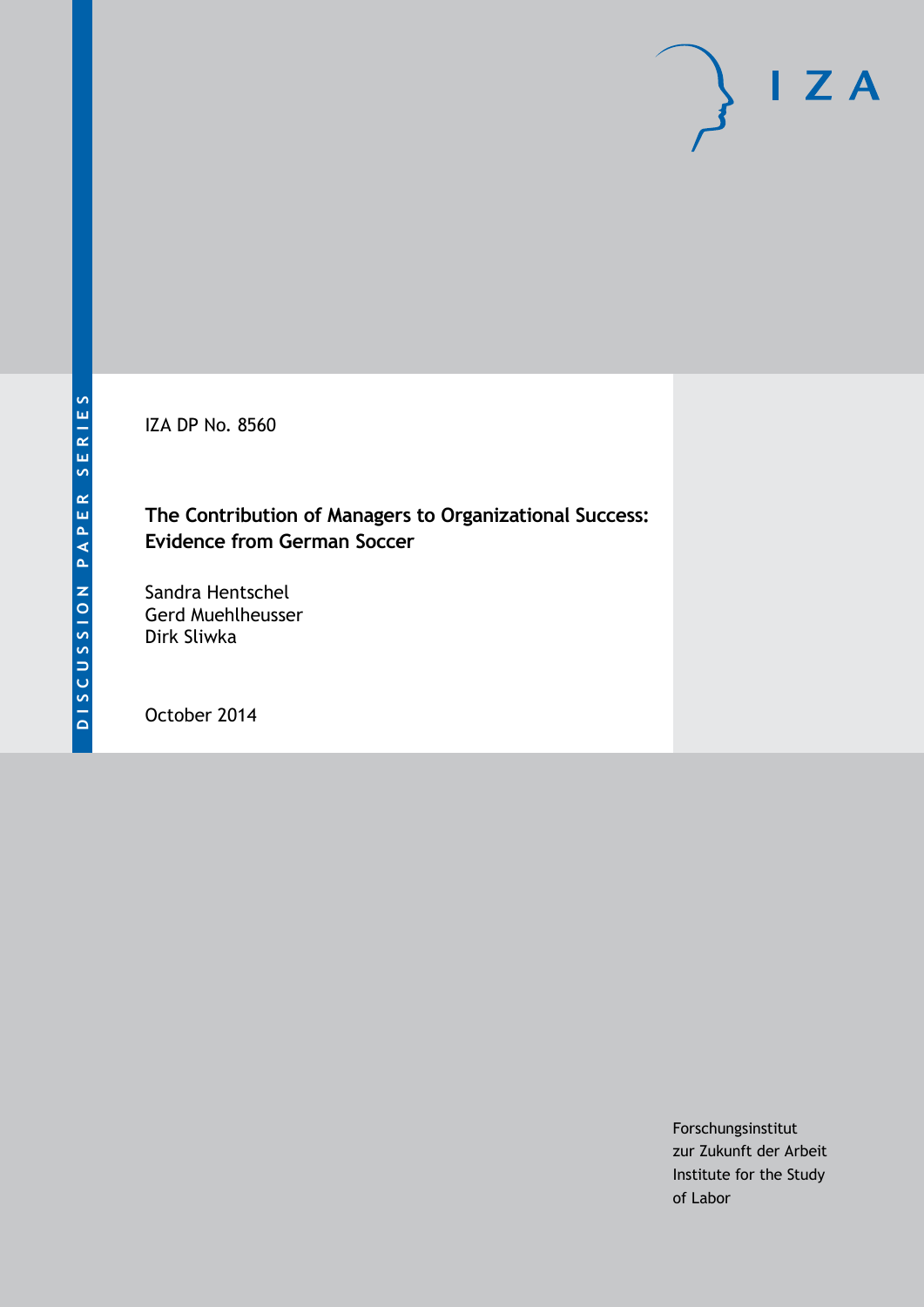DISCUSSION PAPER SERIES

IZA DP No. 8560

# The Contribution of Managers to Organizational Success: Evidence from German Soccer

Sandra Hentschel
Gerd Muehlheusser
Dirk Sliwka

October 2014

Forschungsinstitut
zur Zukunft der Arbeit
Institute for the Study
of Labor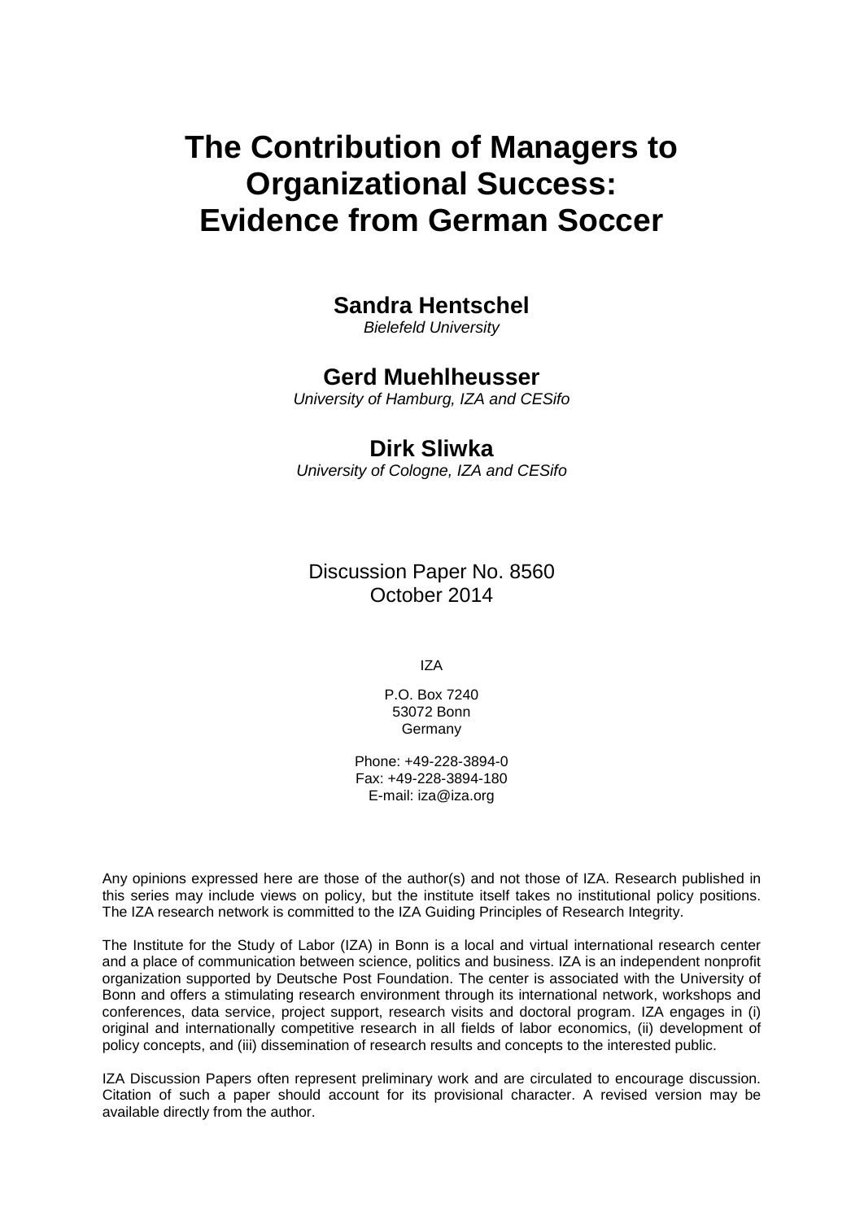# The Contribution of Managers to Organizational Success: Evidence from German Soccer

**Sandra Hentschel**
*Bielefeld University*

**Gerd Muehlheusser**
*University of Hamburg, IZA and CESifo*

**Dirk Sliwka**
*University of Cologne, IZA and CESifo*

Discussion Paper No. 8560
October 2014

IZA

P.O. Box 7240
53072 Bonn
Germany

Phone: +49-228-3894-0
Fax: +49-228-3894-180
E-mail: iza@iza.org

Any opinions expressed here are those of the author(s) and not those of IZA. Research published in this series may include views on policy, but the institute itself takes no institutional policy positions. The IZA research network is committed to the IZA Guiding Principles of Research Integrity.

The Institute for the Study of Labor (IZA) in Bonn is a local and virtual international research center and a place of communication between science, politics and business. IZA is an independent nonprofit organization supported by Deutsche Post Foundation. The center is associated with the University of Bonn and offers a stimulating research environment through its international network, workshops and conferences, data service, project support, research visits and doctoral program. IZA engages in (i) original and internationally competitive research in all fields of labor economics, (ii) development of policy concepts, and (iii) dissemination of research results and concepts to the interested public.

IZA Discussion Papers often represent preliminary work and are circulated to encourage discussion. Citation of such a paper should account for its provisional character. A revised version may be available directly from the author.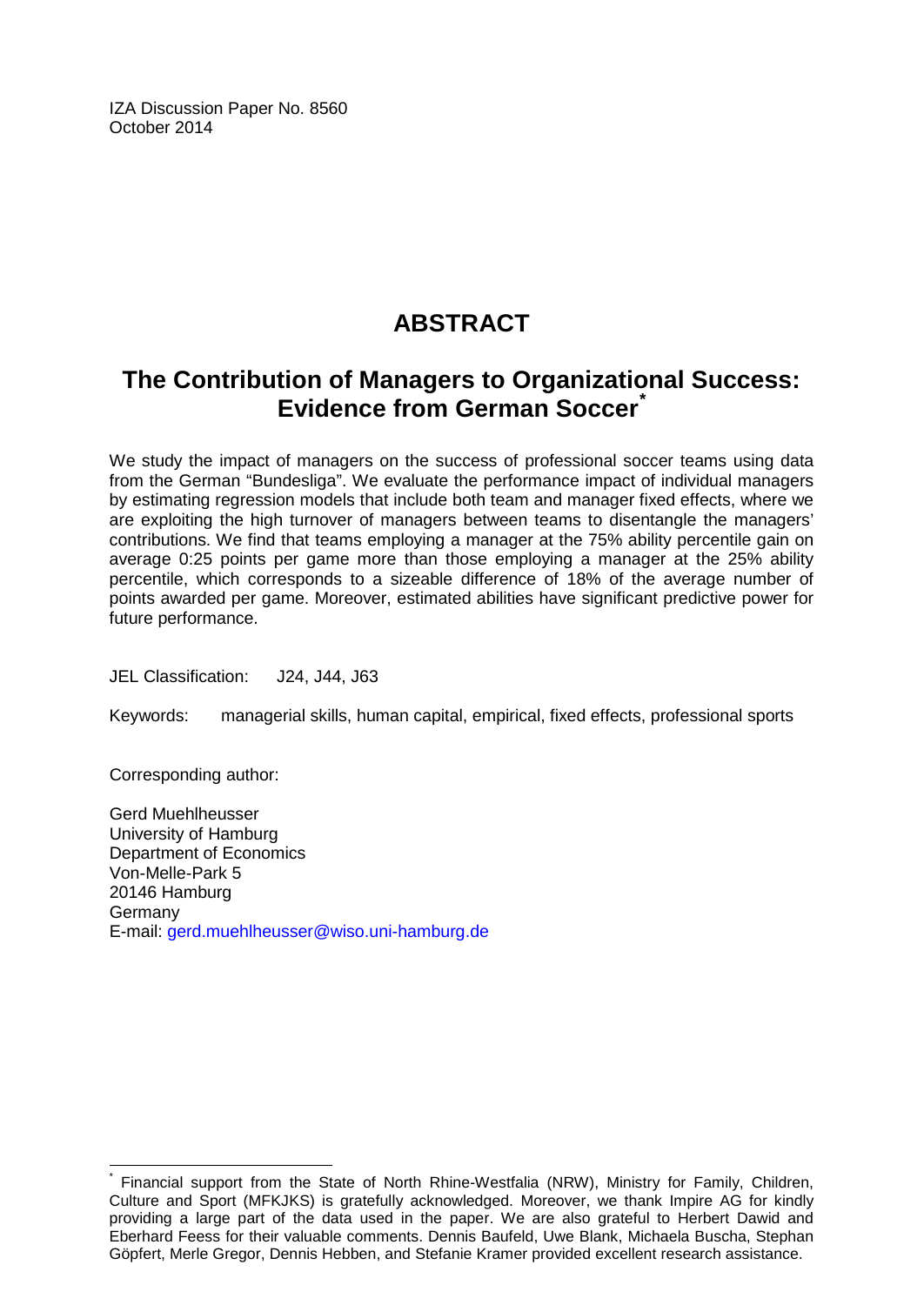IZA Discussion Paper No. 8560
October 2014

# ABSTRACT

## The Contribution of Managers to Organizational Success: Evidence from German Soccer[*]

We study the impact of managers on the success of professional soccer teams using data from the German "Bundesliga". We evaluate the performance impact of individual managers by estimating regression models that include both team and manager fixed effects, where we are exploiting the high turnover of managers between teams to disentangle the managers' contributions. We find that teams employing a manager at the 75% ability percentile gain on average 0:25 points per game more than those employing a manager at the 25% ability percentile, which corresponds to a sizeable difference of 18% of the average number of points awarded per game. Moreover, estimated abilities have significant predictive power for future performance.

JEL Classification: J24, J44, J63

Keywords: managerial skills, human capital, empirical, fixed effects, professional sports

Corresponding author:

Gerd Muehlheusser
University of Hamburg
Department of Economics
Von-Melle-Park 5
20146 Hamburg
Germany
E-mail: gerd.muehlheusser@wiso.uni-hamburg.de

---

[*] Financial support from the State of North Rhine-Westfalia (NRW), Ministry for Family, Children, Culture and Sport (MFKJKS) is gratefully acknowledged. Moreover, we thank Impire AG for kindly providing a large part of the data used in the paper. We are also grateful to Herbert Dawid and Eberhard Feess for their valuable comments. Dennis Baufeld, Uwe Blank, Michaela Buscha, Stephan Göpfert, Merle Gregor, Dennis Hebben, and Stefanie Kramer provided excellent research assistance.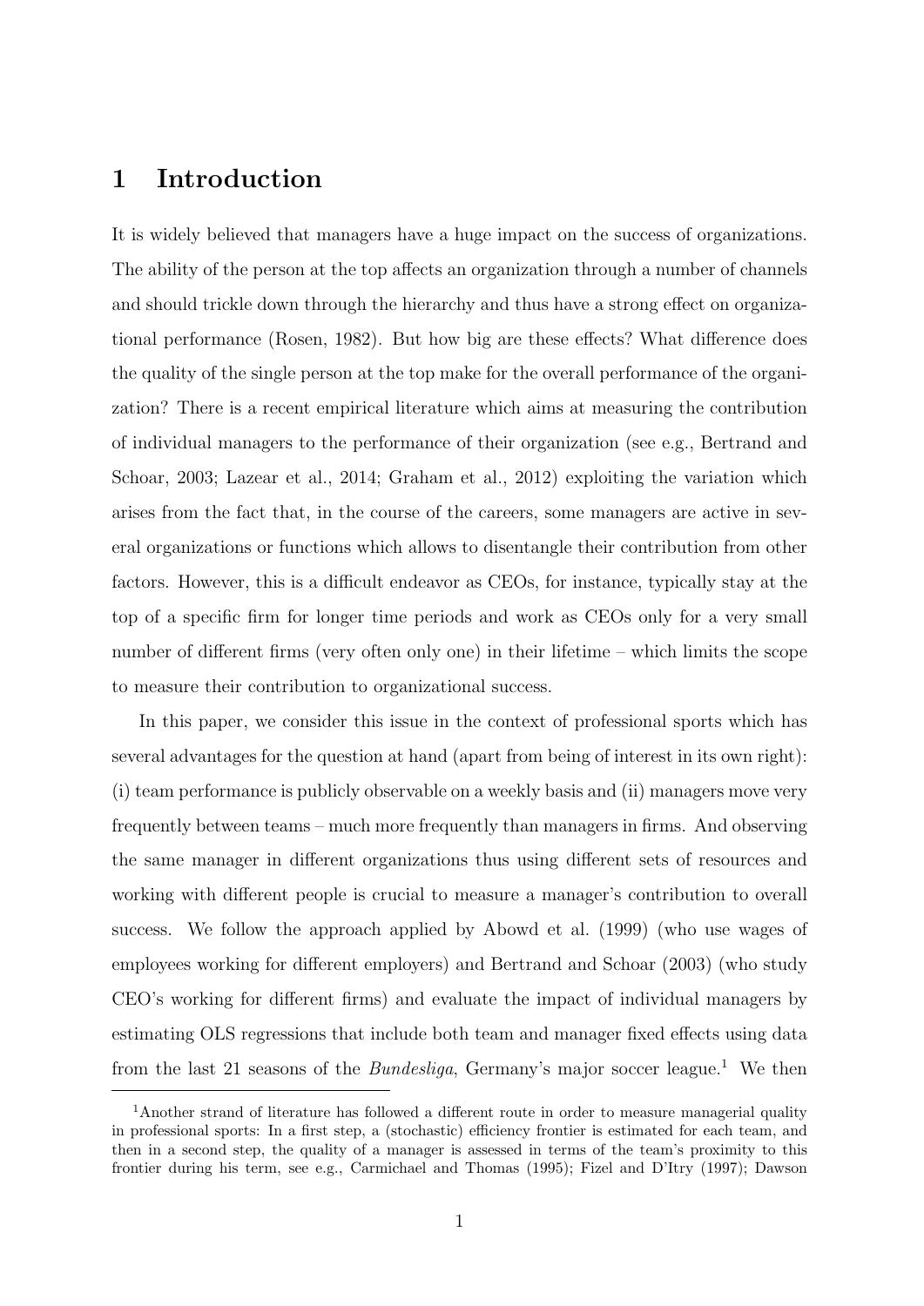# 1 Introduction

It is widely believed that managers have a huge impact on the success of organizations. The ability of the person at the top affects an organization through a number of channels and should trickle down through the hierarchy and thus have a strong effect on organizational performance (Rosen, 1982). But how big are these effects? What difference does the quality of the single person at the top make for the overall performance of the organization? There is a recent empirical literature which aims at measuring the contribution of individual managers to the performance of their organization (see e.g., Bertrand and Schoar, 2003; Lazear et al., 2014; Graham et al., 2012) exploiting the variation which arises from the fact that, in the course of the careers, some managers are active in several organizations or functions which allows to disentangle their contribution from other factors. However, this is a difficult endeavor as CEOs, for instance, typically stay at the top of a specific firm for longer time periods and work as CEOs only for a very small number of different firms (very often only one) in their lifetime – which limits the scope to measure their contribution to organizational success.

In this paper, we consider this issue in the context of professional sports which has several advantages for the question at hand (apart from being of interest in its own right): (i) team performance is publicly observable on a weekly basis and (ii) managers move very frequently between teams – much more frequently than managers in firms. And observing the same manager in different organizations thus using different sets of resources and working with different people is crucial to measure a manager's contribution to overall success. We follow the approach applied by Abowd et al. (1999) (who use wages of employees working for different employers) and Bertrand and Schoar (2003) (who study CEO's working for different firms) and evaluate the impact of individual managers by estimating OLS regressions that include both team and manager fixed effects using data from the last 21 seasons of the *Bundesliga*, Germany's major soccer league.[1] We then

[1] Another strand of literature has followed a different route in order to measure managerial quality in professional sports: In a first step, a (stochastic) efficiency frontier is estimated for each team, and then in a second step, the quality of a manager is assessed in terms of the team's proximity to this frontier during his term, see e.g., Carmichael and Thomas (1995); Fizel and D'Itry (1997); Dawson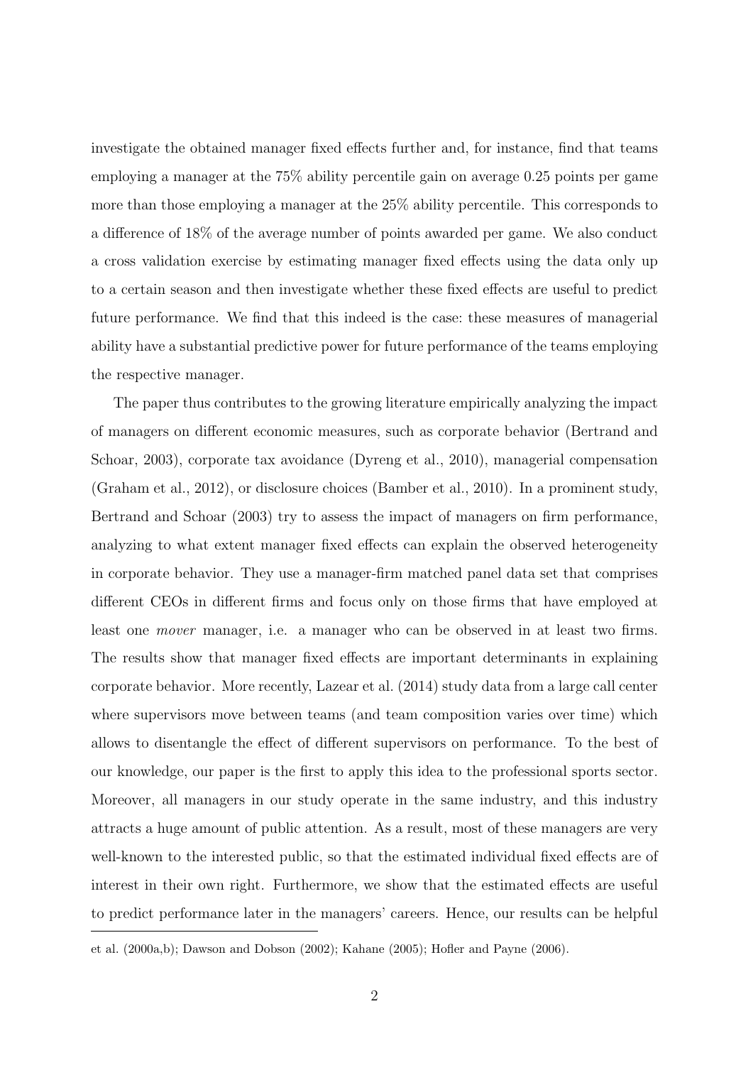investigate the obtained manager fixed effects further and, for instance, find that teams employing a manager at the 75% ability percentile gain on average 0.25 points per game more than those employing a manager at the 25% ability percentile. This corresponds to a difference of 18% of the average number of points awarded per game. We also conduct a cross validation exercise by estimating manager fixed effects using the data only up to a certain season and then investigate whether these fixed effects are useful to predict future performance. We find that this indeed is the case: these measures of managerial ability have a substantial predictive power for future performance of the teams employing the respective manager.

The paper thus contributes to the growing literature empirically analyzing the impact of managers on different economic measures, such as corporate behavior (Bertrand and Schoar, 2003), corporate tax avoidance (Dyreng et al., 2010), managerial compensation (Graham et al., 2012), or disclosure choices (Bamber et al., 2010). In a prominent study, Bertrand and Schoar (2003) try to assess the impact of managers on firm performance, analyzing to what extent manager fixed effects can explain the observed heterogeneity in corporate behavior. They use a manager-firm matched panel data set that comprises different CEOs in different firms and focus only on those firms that have employed at least one *mover* manager, i.e. a manager who can be observed in at least two firms. The results show that manager fixed effects are important determinants in explaining corporate behavior. More recently, Lazear et al. (2014) study data from a large call center where supervisors move between teams (and team composition varies over time) which allows to disentangle the effect of different supervisors on performance. To the best of our knowledge, our paper is the first to apply this idea to the professional sports sector. Moreover, all managers in our study operate in the same industry, and this industry attracts a huge amount of public attention. As a result, most of these managers are very well-known to the interested public, so that the estimated individual fixed effects are of interest in their own right. Furthermore, we show that the estimated effects are useful to predict performance later in the managers' careers. Hence, our results can be helpful

et al. (2000a,b); Dawson and Dobson (2002); Kahane (2005); Hofler and Payne (2006).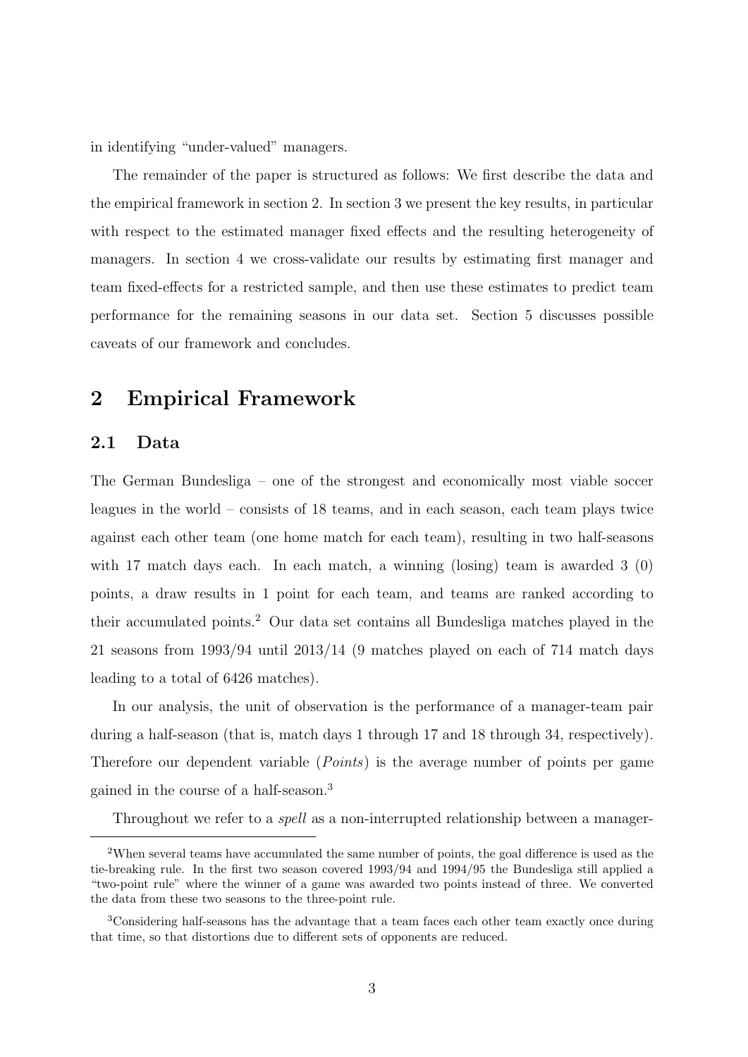in identifying "under-valued" managers.

The remainder of the paper is structured as follows: We first describe the data and the empirical framework in section 2. In section 3 we present the key results, in particular with respect to the estimated manager fixed effects and the resulting heterogeneity of managers. In section 4 we cross-validate our results by estimating first manager and team fixed-effects for a restricted sample, and then use these estimates to predict team performance for the remaining seasons in our data set. Section 5 discusses possible caveats of our framework and concludes.

# 2 Empirical Framework

## 2.1 Data

The German Bundesliga – one of the strongest and economically most viable soccer leagues in the world – consists of 18 teams, and in each season, each team plays twice against each other team (one home match for each team), resulting in two half-seasons with 17 match days each. In each match, a winning (losing) team is awarded 3 (0) points, a draw results in 1 point for each team, and teams are ranked according to their accumulated points.[2] Our data set contains all Bundesliga matches played in the 21 seasons from 1993/94 until 2013/14 (9 matches played on each of 714 match days leading to a total of 6426 matches).

In our analysis, the unit of observation is the performance of a manager-team pair during a half-season (that is, match days 1 through 17 and 18 through 34, respectively). Therefore our dependent variable (*Points*) is the average number of points per game gained in the course of a half-season.[3]

Throughout we refer to a *spell* as a non-interrupted relationship between a manager-

[2] When several teams have accumulated the same number of points, the goal difference is used as the tie-breaking rule. In the first two season covered 1993/94 and 1994/95 the Bundesliga still applied a "two-point rule" where the winner of a game was awarded two points instead of three. We converted the data from these two seasons to the three-point rule.

[3] Considering half-seasons has the advantage that a team faces each other team exactly once during that time, so that distortions due to different sets of opponents are reduced.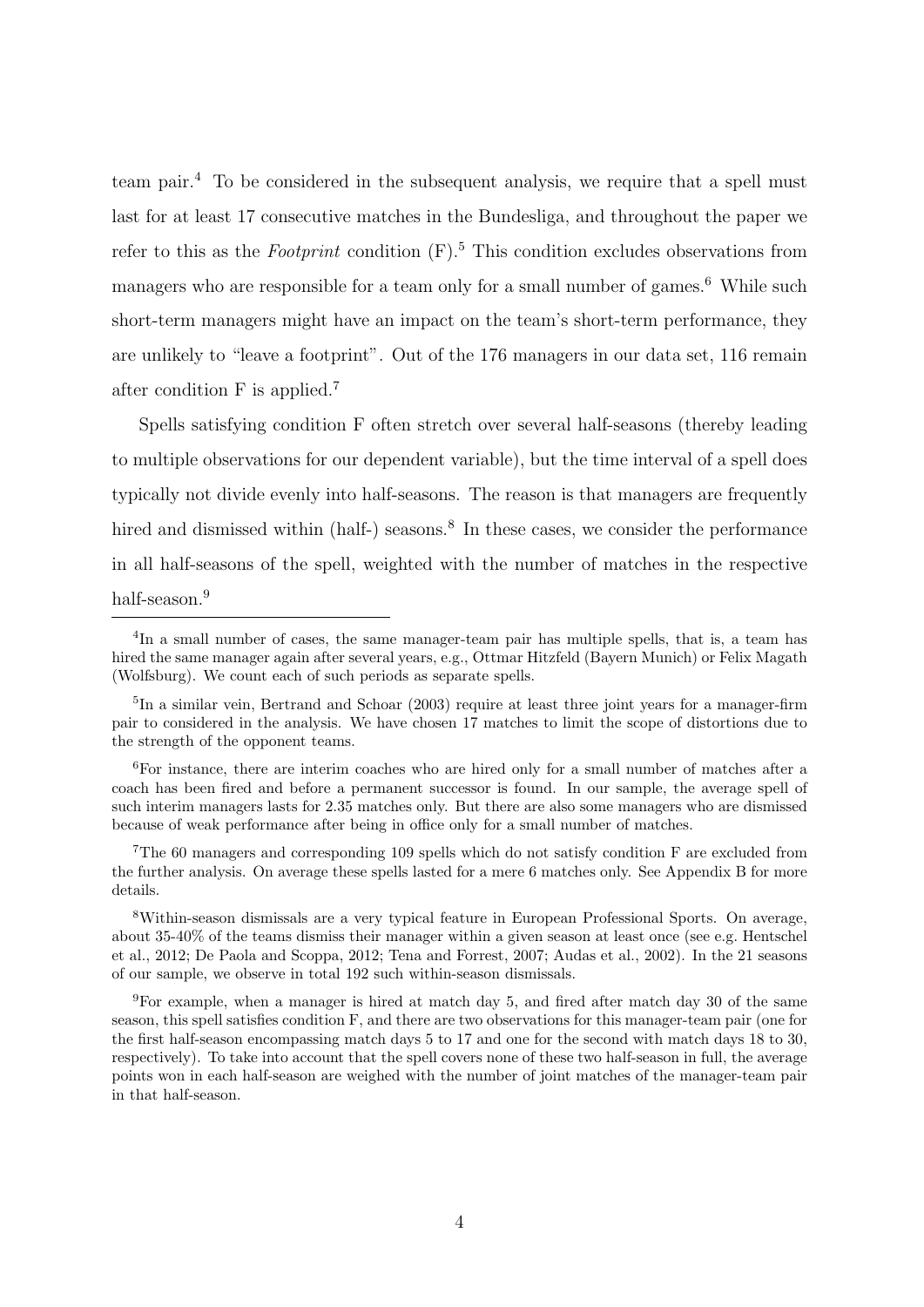team pair.[4] To be considered in the subsequent analysis, we require that a spell must last for at least 17 consecutive matches in the Bundesliga, and throughout the paper we refer to this as the *Footprint* condition (F).[5] This condition excludes observations from managers who are responsible for a team only for a small number of games.[6] While such short-term managers might have an impact on the team's short-term performance, they are unlikely to "leave a footprint". Out of the 176 managers in our data set, 116 remain after condition F is applied.[7]

Spells satisfying condition F often stretch over several half-seasons (thereby leading to multiple observations for our dependent variable), but the time interval of a spell does typically not divide evenly into half-seasons. The reason is that managers are frequently hired and dismissed within (half-) seasons.[8] In these cases, we consider the performance in all half-seasons of the spell, weighted with the number of matches in the respective half-season.[9]

[4]In a small number of cases, the same manager-team pair has multiple spells, that is, a team has hired the same manager again after several years, e.g., Ottmar Hitzfeld (Bayern Munich) or Felix Magath (Wolfsburg). We count each of such periods as separate spells.

[5]In a similar vein, Bertrand and Schoar (2003) require at least three joint years for a manager-firm pair to considered in the analysis. We have chosen 17 matches to limit the scope of distortions due to the strength of the opponent teams.

[6]For instance, there are interim coaches who are hired only for a small number of matches after a coach has been fired and before a permanent successor is found. In our sample, the average spell of such interim managers lasts for 2.35 matches only. But there are also some managers who are dismissed because of weak performance after being in office only for a small number of matches.

[7]The 60 managers and corresponding 109 spells which do not satisfy condition F are excluded from the further analysis. On average these spells lasted for a mere 6 matches only. See Appendix B for more details.

[8]Within-season dismissals are a very typical feature in European Professional Sports. On average, about 35-40% of the teams dismiss their manager within a given season at least once (see e.g. Hentschel et al., 2012; De Paola and Scoppa, 2012; Tena and Forrest, 2007; Audas et al., 2002). In the 21 seasons of our sample, we observe in total 192 such within-season dismissals.

[9]For example, when a manager is hired at match day 5, and fired after match day 30 of the same season, this spell satisfies condition F, and there are two observations for this manager-team pair (one for the first half-season encompassing match days 5 to 17 and one for the second with match days 18 to 30, respectively). To take into account that the spell covers none of these two half-season in full, the average points won in each half-season are weighed with the number of joint matches of the manager-team pair in that half-season.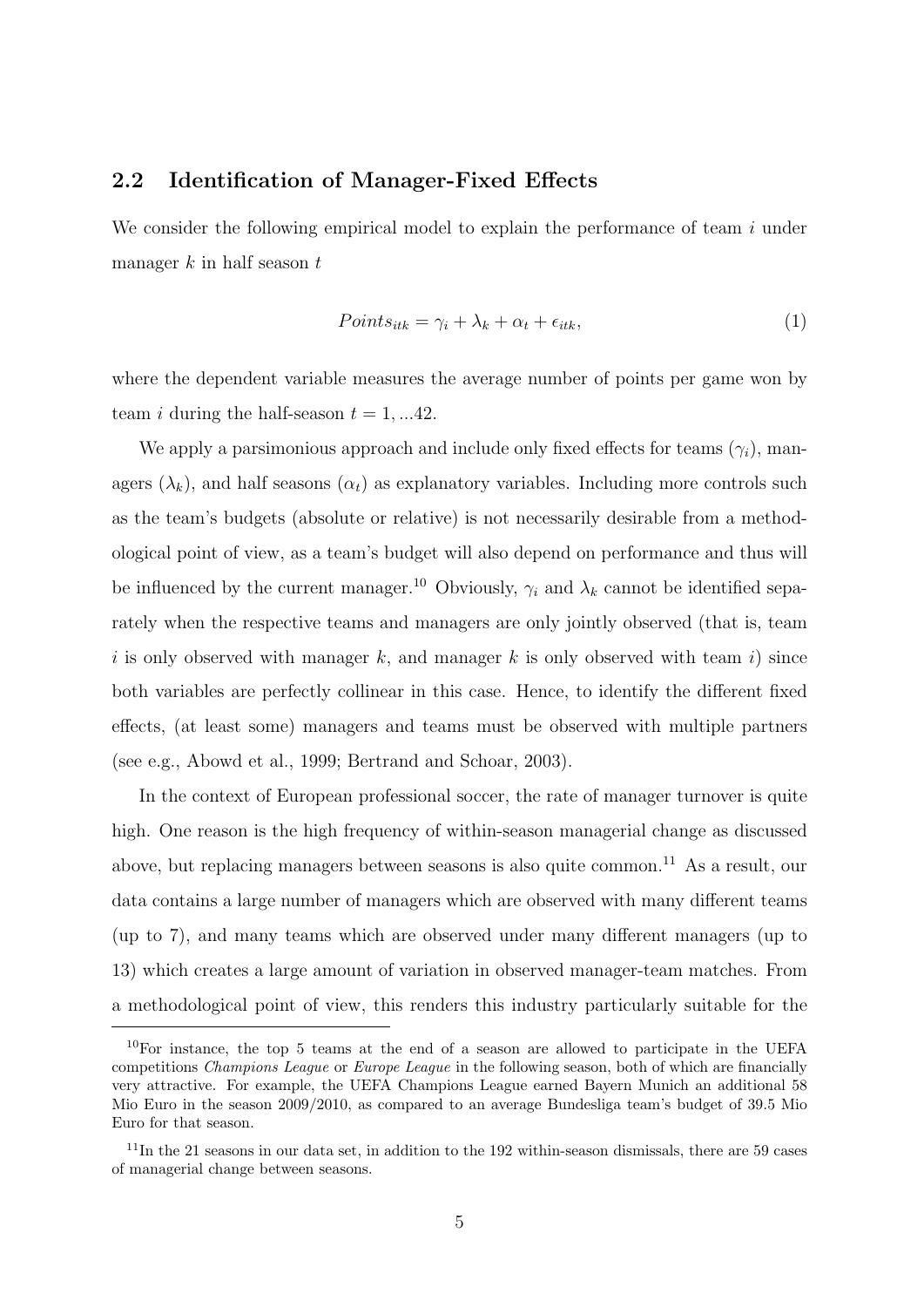## 2.2 Identification of Manager-Fixed Effects

We consider the following empirical model to explain the performance of team $i$ under manager $k$ in half season $t$

$$Points_{itk} = \gamma_i + \lambda_k + \alpha_t + \epsilon_{itk}, \tag{1}$$

where the dependent variable measures the average number of points per game won by team $i$ during the half-season $t = 1, ...42$.

We apply a parsimonious approach and include only fixed effects for teams ($\gamma_i$), managers ($\lambda_k$), and half seasons ($\alpha_t$) as explanatory variables. Including more controls such as the team's budgets (absolute or relative) is not necessarily desirable from a methodological point of view, as a team's budget will also depend on performance and thus will be influenced by the current manager.[10] Obviously, $\gamma_i$ and $\lambda_k$ cannot be identified separately when the respective teams and managers are only jointly observed (that is, team $i$ is only observed with manager $k$, and manager $k$ is only observed with team $i$) since both variables are perfectly collinear in this case. Hence, to identify the different fixed effects, (at least some) managers and teams must be observed with multiple partners (see e.g., Abowd et al., 1999; Bertrand and Schoar, 2003).

In the context of European professional soccer, the rate of manager turnover is quite high. One reason is the high frequency of within-season managerial change as discussed above, but replacing managers between seasons is also quite common.[11] As a result, our data contains a large number of managers which are observed with many different teams (up to 7), and many teams which are observed under many different managers (up to 13) which creates a large amount of variation in observed manager-team matches. From a methodological point of view, this renders this industry particularly suitable for the

[10] For instance, the top 5 teams at the end of a season are allowed to participate in the UEFA competitions *Champions League* or *Europe League* in the following season, both of which are financially very attractive. For example, the UEFA Champions League earned Bayern Munich an additional 58 Mio Euro in the season 2009/2010, as compared to an average Bundesliga team's budget of 39.5 Mio Euro for that season.

[11] In the 21 seasons in our data set, in addition to the 192 within-season dismissals, there are 59 cases of managerial change between seasons.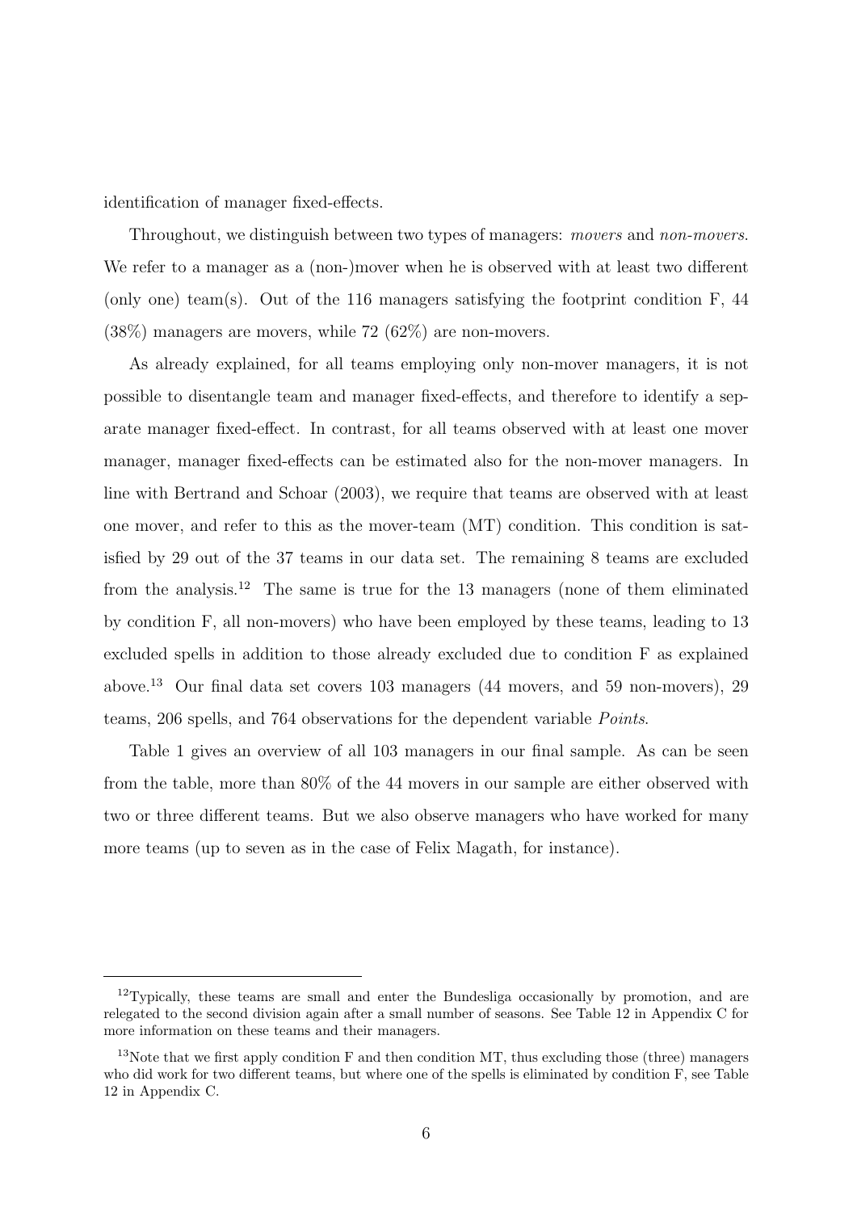identification of manager fixed-effects.

Throughout, we distinguish between two types of managers: *movers* and *non-movers*. We refer to a manager as a (non-)mover when he is observed with at least two different (only one) team(s). Out of the 116 managers satisfying the footprint condition F, 44 (38%) managers are movers, while 72 (62%) are non-movers.

As already explained, for all teams employing only non-mover managers, it is not possible to disentangle team and manager fixed-effects, and therefore to identify a separate manager fixed-effect. In contrast, for all teams observed with at least one mover manager, manager fixed-effects can be estimated also for the non-mover managers. In line with Bertrand and Schoar (2003), we require that teams are observed with at least one mover, and refer to this as the mover-team (MT) condition. This condition is satisfied by 29 out of the 37 teams in our data set. The remaining 8 teams are excluded from the analysis.[12] The same is true for the 13 managers (none of them eliminated by condition F, all non-movers) who have been employed by these teams, leading to 13 excluded spells in addition to those already excluded due to condition F as explained above.[13] Our final data set covers 103 managers (44 movers, and 59 non-movers), 29 teams, 206 spells, and 764 observations for the dependent variable *Points*.

Table 1 gives an overview of all 103 managers in our final sample. As can be seen from the table, more than 80% of the 44 movers in our sample are either observed with two or three different teams. But we also observe managers who have worked for many more teams (up to seven as in the case of Felix Magath, for instance).

[12] Typically, these teams are small and enter the Bundesliga occasionally by promotion, and are relegated to the second division again after a small number of seasons. See Table 12 in Appendix C for more information on these teams and their managers.

[13] Note that we first apply condition F and then condition MT, thus excluding those (three) managers who did work for two different teams, but where one of the spells is eliminated by condition F, see Table 12 in Appendix C.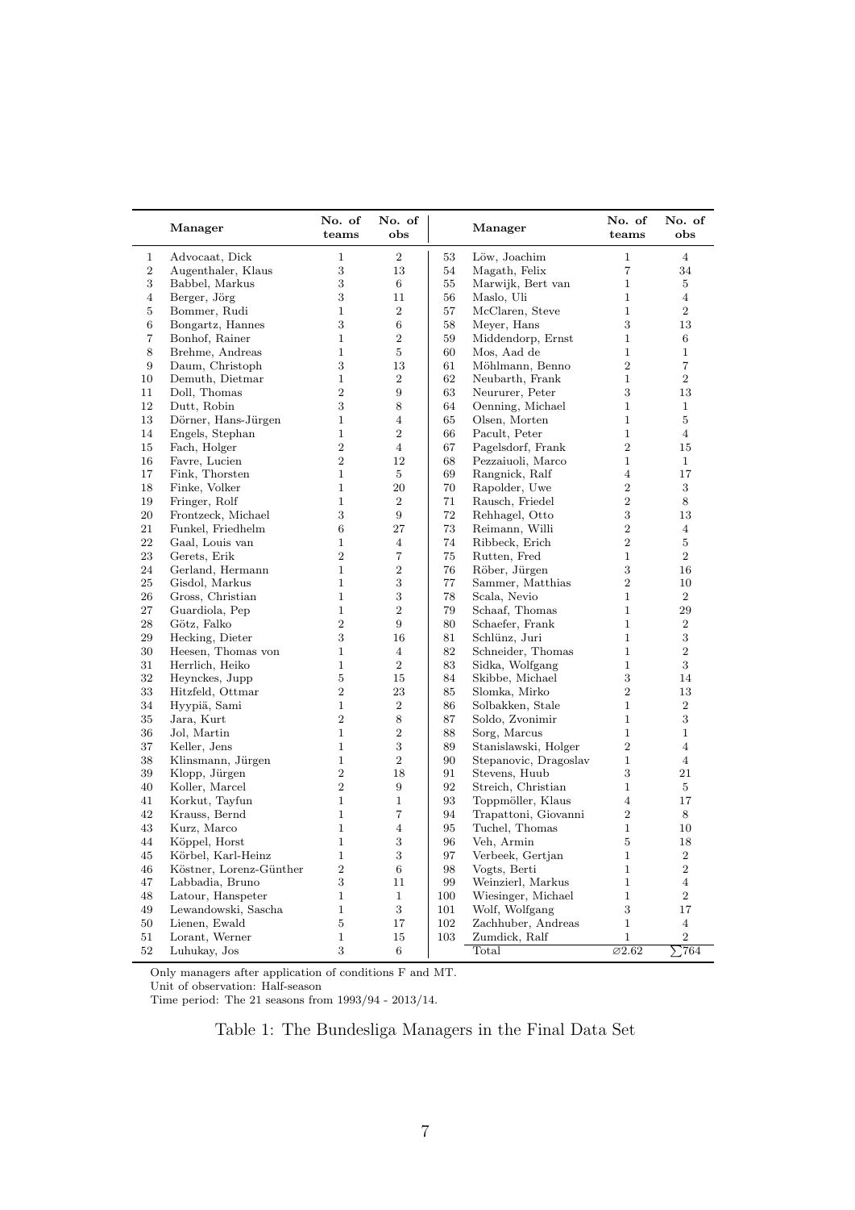| | Manager | No. of teams | No. of obs | | Manager | No. of teams | No. of obs |
|---|---|---|---|---|---|---|---|
| 1 | Advocaat, Dick | 1 | 2 | 53 | Löw, Joachim | 1 | 4 |
| 2 | Augenthaler, Klaus | 3 | 13 | 54 | Magath, Felix | 7 | 34 |
| 3 | Babbel, Markus | 3 | 6 | 55 | Marwijk, Bert van | 1 | 5 |
| 4 | Berger, Jörg | 3 | 11 | 56 | Maslo, Uli | 1 | 4 |
| 5 | Bommer, Rudi | 1 | 2 | 57 | McClaren, Steve | 1 | 2 |
| 6 | Bongartz, Hannes | 3 | 6 | 58 | Meyer, Hans | 3 | 13 |
| 7 | Bonhof, Rainer | 1 | 2 | 59 | Middendorp, Ernst | 1 | 6 |
| 8 | Brehme, Andreas | 1 | 5 | 60 | Mos, Aad de | 1 | 1 |
| 9 | Daum, Christoph | 3 | 13 | 61 | Möhlmann, Benno | 2 | 7 |
| 10 | Demuth, Dietmar | 1 | 2 | 62 | Neubarth, Frank | 1 | 2 |
| 11 | Doll, Thomas | 2 | 9 | 63 | Neururer, Peter | 3 | 13 |
| 12 | Dutt, Robin | 3 | 8 | 64 | Oenning, Michael | 1 | 1 |
| 13 | Dörner, Hans-Jürgen | 1 | 4 | 65 | Olsen, Morten | 1 | 5 |
| 14 | Engels, Stephan | 1 | 2 | 66 | Pacult, Peter | 1 | 4 |
| 15 | Fach, Holger | 2 | 4 | 67 | Pagelsdorf, Frank | 2 | 15 |
| 16 | Favre, Lucien | 2 | 12 | 68 | Pezzaiuoli, Marco | 1 | 1 |
| 17 | Fink, Thorsten | 1 | 5 | 69 | Rangnick, Ralf | 4 | 17 |
| 18 | Finke, Volker | 1 | 20 | 70 | Rapolder, Uwe | 2 | 3 |
| 19 | Fringer, Rolf | 1 | 2 | 71 | Rausch, Friedel | 2 | 8 |
| 20 | Frontzeck, Michael | 3 | 9 | 72 | Rehhagel, Otto | 3 | 13 |
| 21 | Funkel, Friedhelm | 6 | 27 | 73 | Reimann, Willi | 2 | 4 |
| 22 | Gaal, Louis van | 1 | 4 | 74 | Ribbeck, Erich | 2 | 5 |
| 23 | Gerets, Erik | 2 | 7 | 75 | Rutten, Fred | 1 | 2 |
| 24 | Gerland, Hermann | 1 | 2 | 76 | Röber, Jürgen | 3 | 16 |
| 25 | Gisdol, Markus | 1 | 3 | 77 | Sammer, Matthias | 2 | 10 |
| 26 | Gross, Christian | 1 | 3 | 78 | Scala, Nevio | 1 | 2 |
| 27 | Guardiola, Pep | 1 | 2 | 79 | Schaaf, Thomas | 1 | 29 |
| 28 | Götz, Falko | 2 | 9 | 80 | Schaefer, Frank | 1 | 2 |
| 29 | Hecking, Dieter | 3 | 16 | 81 | Schlünz, Juri | 1 | 3 |
| 30 | Heesen, Thomas von | 1 | 4 | 82 | Schneider, Thomas | 1 | 2 |
| 31 | Herrlich, Heiko | 1 | 2 | 83 | Sidka, Wolfgang | 1 | 3 |
| 32 | Heynckes, Jupp | 5 | 15 | 84 | Skibbe, Michael | 3 | 14 |
| 33 | Hitzfeld, Ottmar | 2 | 23 | 85 | Slomka, Mirko | 2 | 13 |
| 34 | Hyypiä, Sami | 1 | 2 | 86 | Solbakken, Stale | 1 | 2 |
| 35 | Jara, Kurt | 2 | 8 | 87 | Soldo, Zvonimir | 1 | 3 |
| 36 | Jol, Martin | 1 | 2 | 88 | Sorg, Marcus | 1 | 1 |
| 37 | Keller, Jens | 1 | 3 | 89 | Stanislawski, Holger | 2 | 4 |
| 38 | Klinsmann, Jürgen | 1 | 2 | 90 | Stepanovic, Dragoslav | 1 | 4 |
| 39 | Klopp, Jürgen | 2 | 18 | 91 | Stevens, Huub | 3 | 21 |
| 40 | Koller, Marcel | 2 | 9 | 92 | Streich, Christian | 1 | 5 |
| 41 | Korkut, Tayfun | 1 | 1 | 93 | Toppmöller, Klaus | 4 | 17 |
| 42 | Krauss, Bernd | 1 | 7 | 94 | Trapattoni, Giovanni | 2 | 8 |
| 43 | Kurz, Marco | 1 | 4 | 95 | Tuchel, Thomas | 1 | 10 |
| 44 | Köppel, Horst | 1 | 3 | 96 | Veh, Armin | 5 | 18 |
| 45 | Körbel, Karl-Heinz | 1 | 3 | 97 | Verbeek, Gertjan | 1 | 2 |
| 46 | Köstner, Lorenz-Günther | 2 | 6 | 98 | Vogts, Berti | 1 | 2 |
| 47 | Labbadia, Bruno | 3 | 11 | 99 | Weinzierl, Markus | 1 | 4 |
| 48 | Latour, Hanspeter | 1 | 1 | 100 | Wiesinger, Michael | 1 | 2 |
| 49 | Lewandowski, Sascha | 1 | 3 | 101 | Wolf, Wolfgang | 3 | 17 |
| 50 | Lienen, Ewald | 5 | 17 | 102 | Zachhuber, Andreas | 1 | 4 |
| 51 | Lorant, Werner | 1 | 15 | 103 | Zumdick, Ralf | 1 | 2 |
| 52 | Luhukay, Jos | 3 | 6 | | Total | ⌀2.62 | $\sum$764 |

Only managers after application of conditions F and MT.
Unit of observation: Half-season
Time period: The 21 seasons from 1993/94 - 2013/14.

Table 1: The Bundesliga Managers in the Final Data Set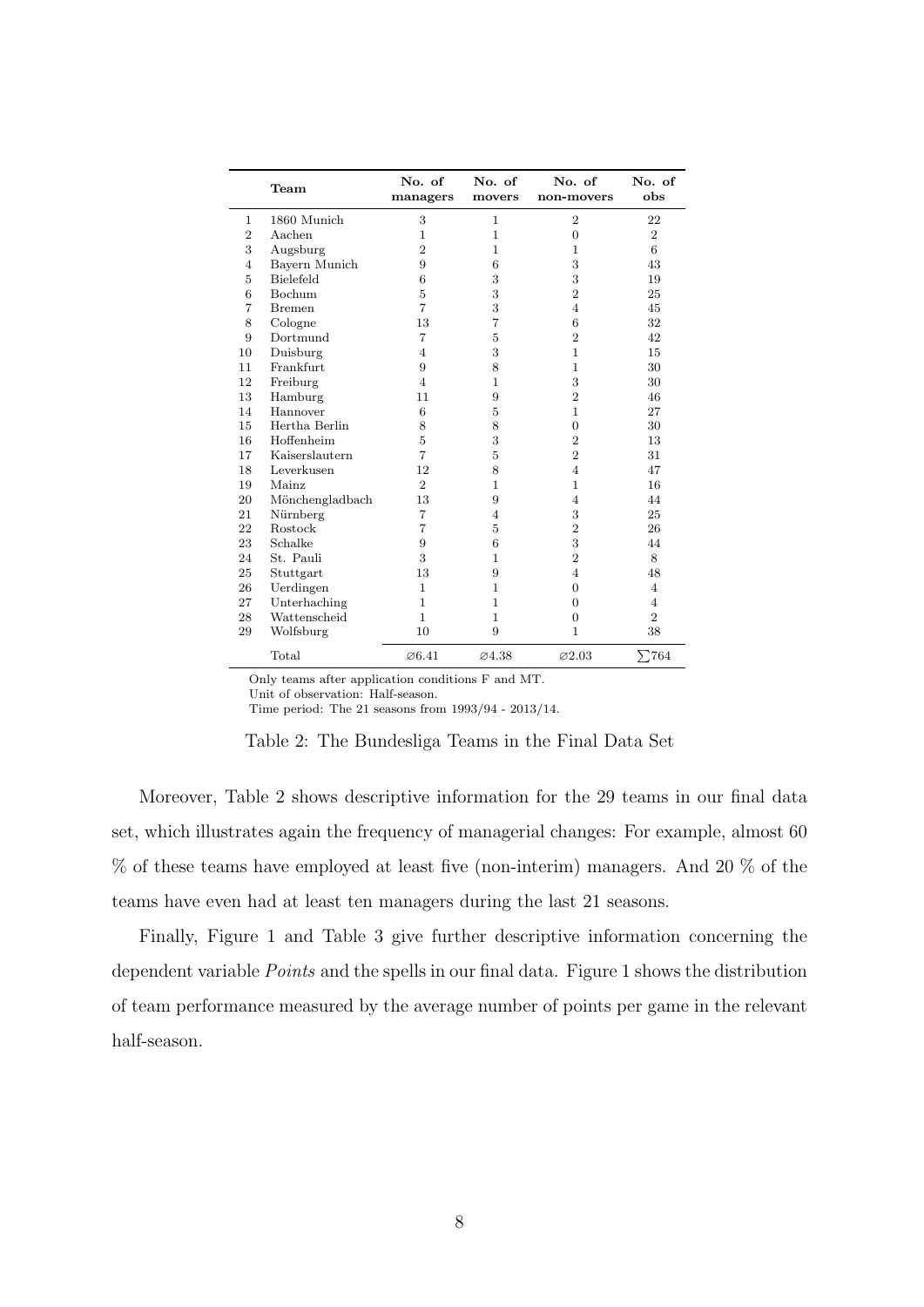|  | Team | No. of managers | No. of movers | No. of non-movers | No. of obs |
|---|---|---|---|---|---|
| 1 | 1860 Munich | 3 | 1 | 2 | 22 |
| 2 | Aachen | 1 | 1 | 0 | 2 |
| 3 | Augsburg | 2 | 1 | 1 | 6 |
| 4 | Bayern Munich | 9 | 6 | 3 | 43 |
| 5 | Bielefeld | 6 | 3 | 3 | 19 |
| 6 | Bochum | 5 | 3 | 2 | 25 |
| 7 | Bremen | 7 | 3 | 4 | 45 |
| 8 | Cologne | 13 | 7 | 6 | 32 |
| 9 | Dortmund | 7 | 5 | 2 | 42 |
| 10 | Duisburg | 4 | 3 | 1 | 15 |
| 11 | Frankfurt | 9 | 8 | 1 | 30 |
| 12 | Freiburg | 4 | 1 | 3 | 30 |
| 13 | Hamburg | 11 | 9 | 2 | 46 |
| 14 | Hannover | 6 | 5 | 1 | 27 |
| 15 | Hertha Berlin | 8 | 8 | 0 | 30 |
| 16 | Hoffenheim | 5 | 3 | 2 | 13 |
| 17 | Kaiserslautern | 7 | 5 | 2 | 31 |
| 18 | Leverkusen | 12 | 8 | 4 | 47 |
| 19 | Mainz | 2 | 1 | 1 | 16 |
| 20 | Mönchengladbach | 13 | 9 | 4 | 44 |
| 21 | Nürnberg | 7 | 4 | 3 | 25 |
| 22 | Rostock | 7 | 5 | 2 | 26 |
| 23 | Schalke | 9 | 6 | 3 | 44 |
| 24 | St. Pauli | 3 | 1 | 2 | 8 |
| 25 | Stuttgart | 13 | 9 | 4 | 48 |
| 26 | Uerdingen | 1 | 1 | 0 | 4 |
| 27 | Unterhaching | 1 | 1 | 0 | 4 |
| 28 | Wattenscheid | 1 | 1 | 0 | 2 |
| 29 | Wolfsburg | 10 | 9 | 1 | 38 |
|  | Total | ∅6.41 | ∅4.38 | ∅2.03 | $\sum$764 |

Only teams after application conditions F and MT.
Unit of observation: Half-season.
Time period: The 21 seasons from 1993/94 - 2013/14.

Table 2: The Bundesliga Teams in the Final Data Set

Moreover, Table 2 shows descriptive information for the 29 teams in our final data set, which illustrates again the frequency of managerial changes: For example, almost 60 % of these teams have employed at least five (non-interim) managers. And 20 % of the teams have even had at least ten managers during the last 21 seasons.

Finally, Figure 1 and Table 3 give further descriptive information concerning the dependent variable *Points* and the spells in our final data. Figure 1 shows the distribution of team performance measured by the average number of points per game in the relevant half-season.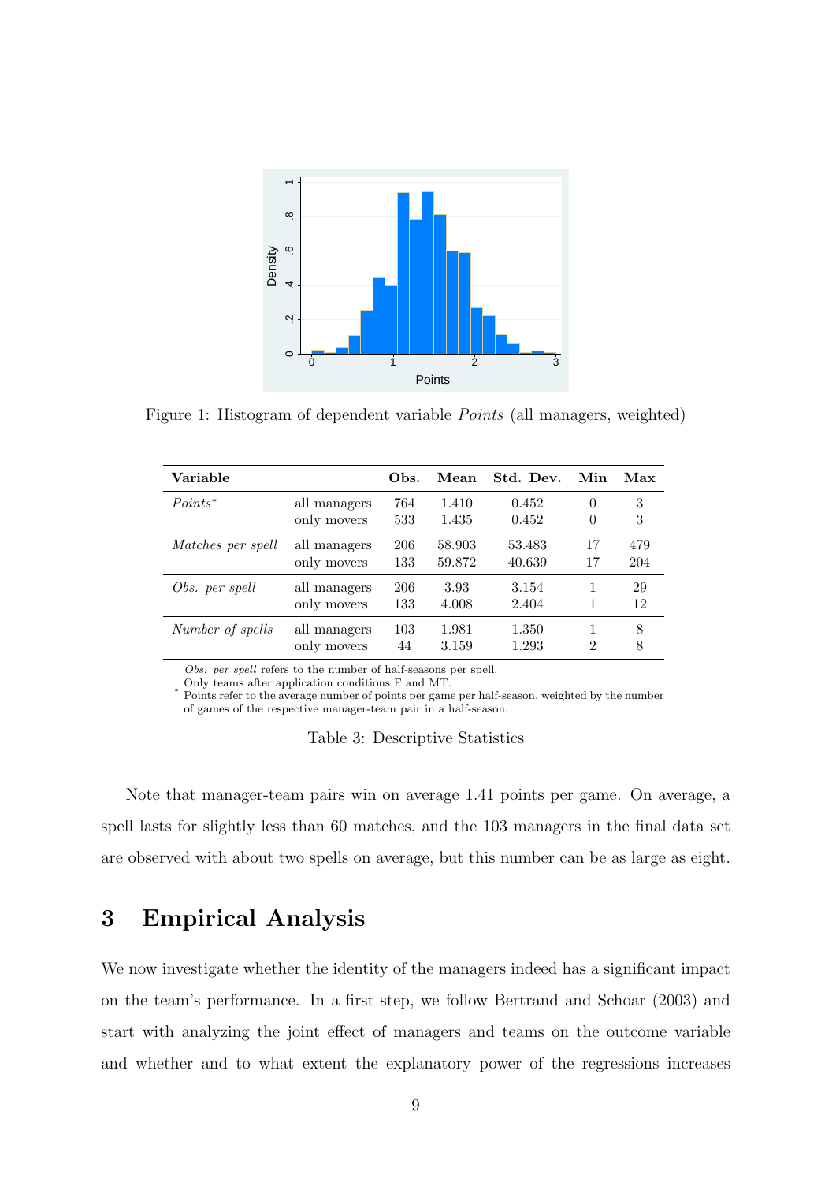Figure 1: Histogram of dependent variable *Points* (all managers, weighted)

| Variable | | Obs. | Mean | Std. Dev. | Min | Max |
|---|---|---|---|---|---|---|
| *Points** | all managers | 764 | 1.410 | 0.452 | 0 | 3 |
| | only movers | 533 | 1.435 | 0.452 | 0 | 3 |
| *Matches per spell* | all managers | 206 | 58.903 | 53.483 | 17 | 479 |
| | only movers | 133 | 59.872 | 40.639 | 17 | 204 |
| *Obs. per spell* | all managers | 206 | 3.93 | 3.154 | 1 | 29 |
| | only movers | 133 | 4.008 | 2.404 | 1 | 12 |
| *Number of spells* | all managers | 103 | 1.981 | 1.350 | 1 | 8 |
| | only movers | 44 | 3.159 | 1.293 | 2 | 8 |

*Obs. per spell* refers to the number of half-seasons per spell.
Only teams after application conditions F and MT.
\* Points refer to the average number of points per game per half-season, weighted by the number of games of the respective manager-team pair in a half-season.

Table 3: Descriptive Statistics

Note that manager-team pairs win on average 1.41 points per game. On average, a spell lasts for slightly less than 60 matches, and the 103 managers in the final data set are observed with about two spells on average, but this number can be as large as eight.

# 3 Empirical Analysis

We now investigate whether the identity of the managers indeed has a significant impact on the team's performance. In a first step, we follow Bertrand and Schoar (2003) and start with analyzing the joint effect of managers and teams on the outcome variable and whether and to what extent the explanatory power of the regressions increases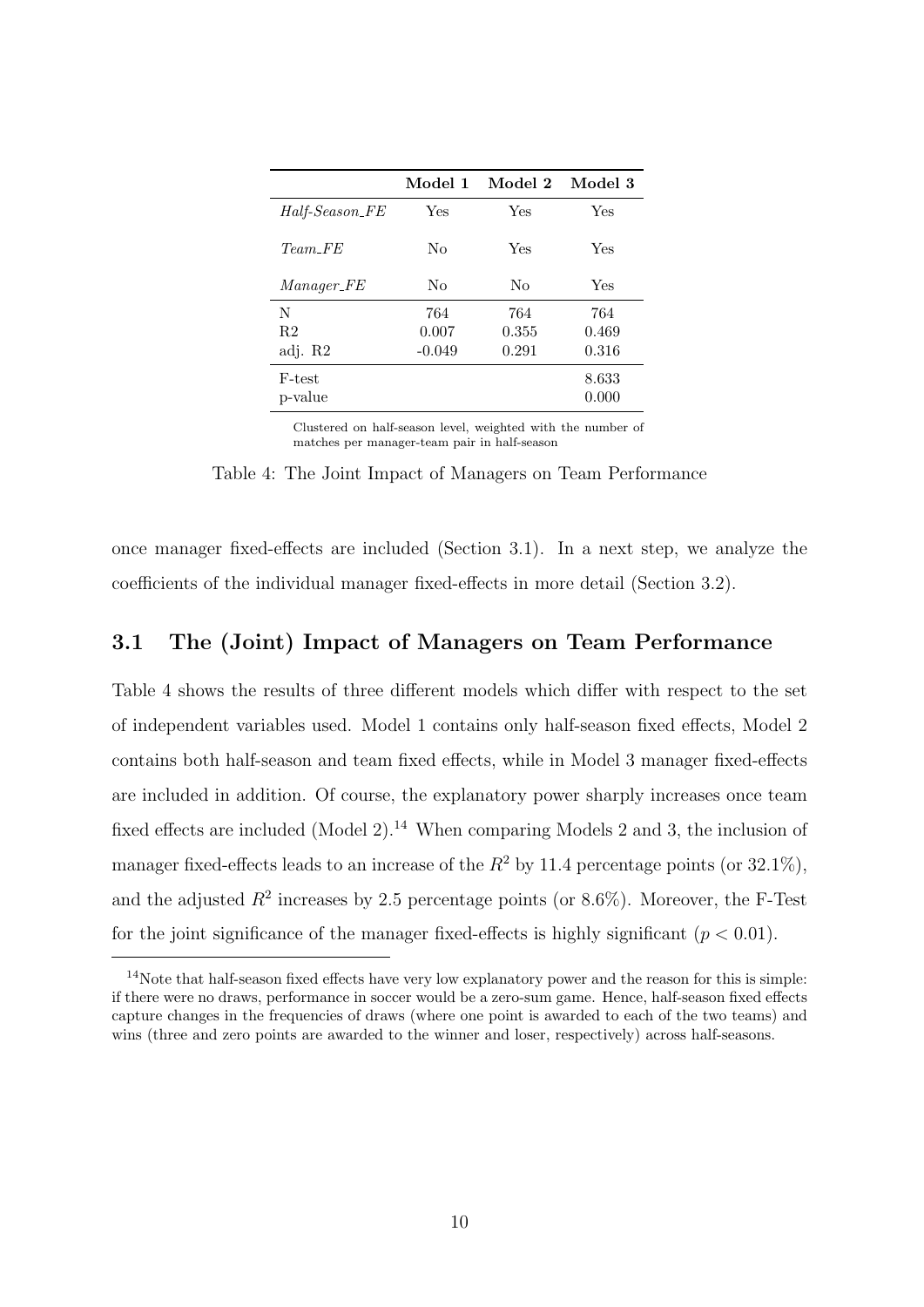|  | Model 1 | Model 2 | Model 3 |
|---|---|---|---|
| *Half-Season_FE* | Yes | Yes | Yes |
| *Team_FE* | No | Yes | Yes |
| *Manager_FE* | No | No | Yes |
| N | 764 | 764 | 764 |
| R2 | 0.007 | 0.355 | 0.469 |
| adj. R2 | -0.049 | 0.291 | 0.316 |
| F-test |  |  | 8.633 |
| p-value |  |  | 0.000 |

Clustered on half-season level, weighted with the number of matches per manager-team pair in half-season

Table 4: The Joint Impact of Managers on Team Performance

once manager fixed-effects are included (Section 3.1). In a next step, we analyze the coefficients of the individual manager fixed-effects in more detail (Section 3.2).

## 3.1 The (Joint) Impact of Managers on Team Performance

Table 4 shows the results of three different models which differ with respect to the set of independent variables used. Model 1 contains only half-season fixed effects, Model 2 contains both half-season and team fixed effects, while in Model 3 manager fixed-effects are included in addition. Of course, the explanatory power sharply increases once team fixed effects are included (Model 2).[14] When comparing Models 2 and 3, the inclusion of manager fixed-effects leads to an increase of the $R^2$ by 11.4 percentage points (or 32.1%), and the adjusted $R^2$ increases by 2.5 percentage points (or 8.6%). Moreover, the F-Test for the joint significance of the manager fixed-effects is highly significant ($p < 0.01$).

[14] Note that half-season fixed effects have very low explanatory power and the reason for this is simple: if there were no draws, performance in soccer would be a zero-sum game. Hence, half-season fixed effects capture changes in the frequencies of draws (where one point is awarded to each of the two teams) and wins (three and zero points are awarded to the winner and loser, respectively) across half-seasons.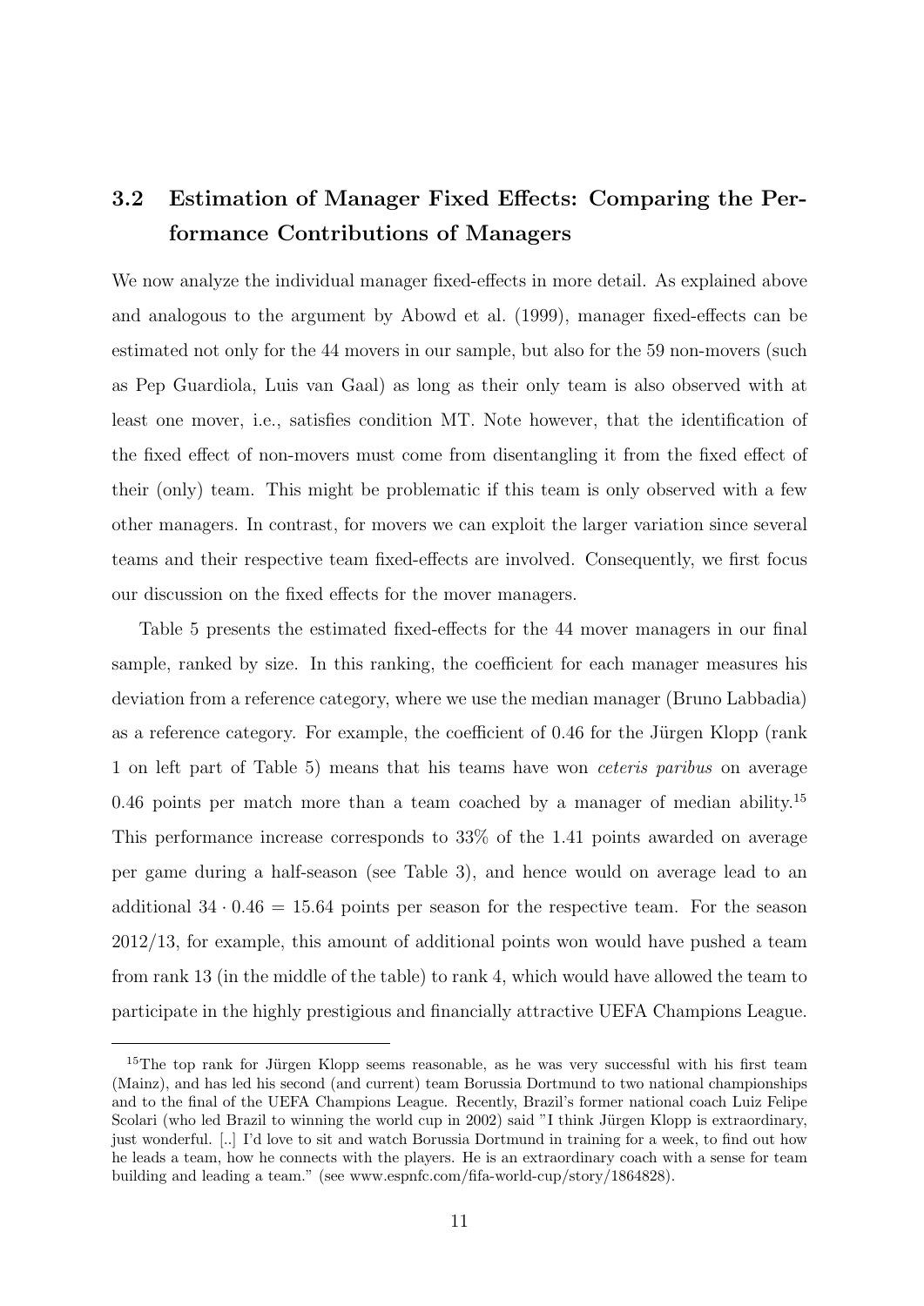## 3.2 Estimation of Manager Fixed Effects: Comparing the Performance Contributions of Managers

We now analyze the individual manager fixed-effects in more detail. As explained above and analogous to the argument by Abowd et al. (1999), manager fixed-effects can be estimated not only for the 44 movers in our sample, but also for the 59 non-movers (such as Pep Guardiola, Luis van Gaal) as long as their only team is also observed with at least one mover, i.e., satisfies condition MT. Note however, that the identification of the fixed effect of non-movers must come from disentangling it from the fixed effect of their (only) team. This might be problematic if this team is only observed with a few other managers. In contrast, for movers we can exploit the larger variation since several teams and their respective team fixed-effects are involved. Consequently, we first focus our discussion on the fixed effects for the mover managers.

Table 5 presents the estimated fixed-effects for the 44 mover managers in our final sample, ranked by size. In this ranking, the coefficient for each manager measures his deviation from a reference category, where we use the median manager (Bruno Labbadia) as a reference category. For example, the coefficient of 0.46 for the Jürgen Klopp (rank 1 on left part of Table 5) means that his teams have won *ceteris paribus* on average 0.46 points per match more than a team coached by a manager of median ability.[15] This performance increase corresponds to 33% of the 1.41 points awarded on average per game during a half-season (see Table 3), and hence would on average lead to an additional $34 \cdot 0.46 = 15.64$ points per season for the respective team. For the season 2012/13, for example, this amount of additional points won would have pushed a team from rank 13 (in the middle of the table) to rank 4, which would have allowed the team to participate in the highly prestigious and financially attractive UEFA Champions League.

[15] The top rank for Jürgen Klopp seems reasonable, as he was very successful with his first team (Mainz), and has led his second (and current) team Borussia Dortmund to two national championships and to the final of the UEFA Champions League. Recently, Brazil's former national coach Luiz Felipe Scolari (who led Brazil to winning the world cup in 2002) said "I think Jürgen Klopp is extraordinary, just wonderful. [..] I'd love to sit and watch Borussia Dortmund in training for a week, to find out how he leads a team, how he connects with the players. He is an extraordinary coach with a sense for team building and leading a team." (see www.espnfc.com/fifa-world-cup/story/1864828).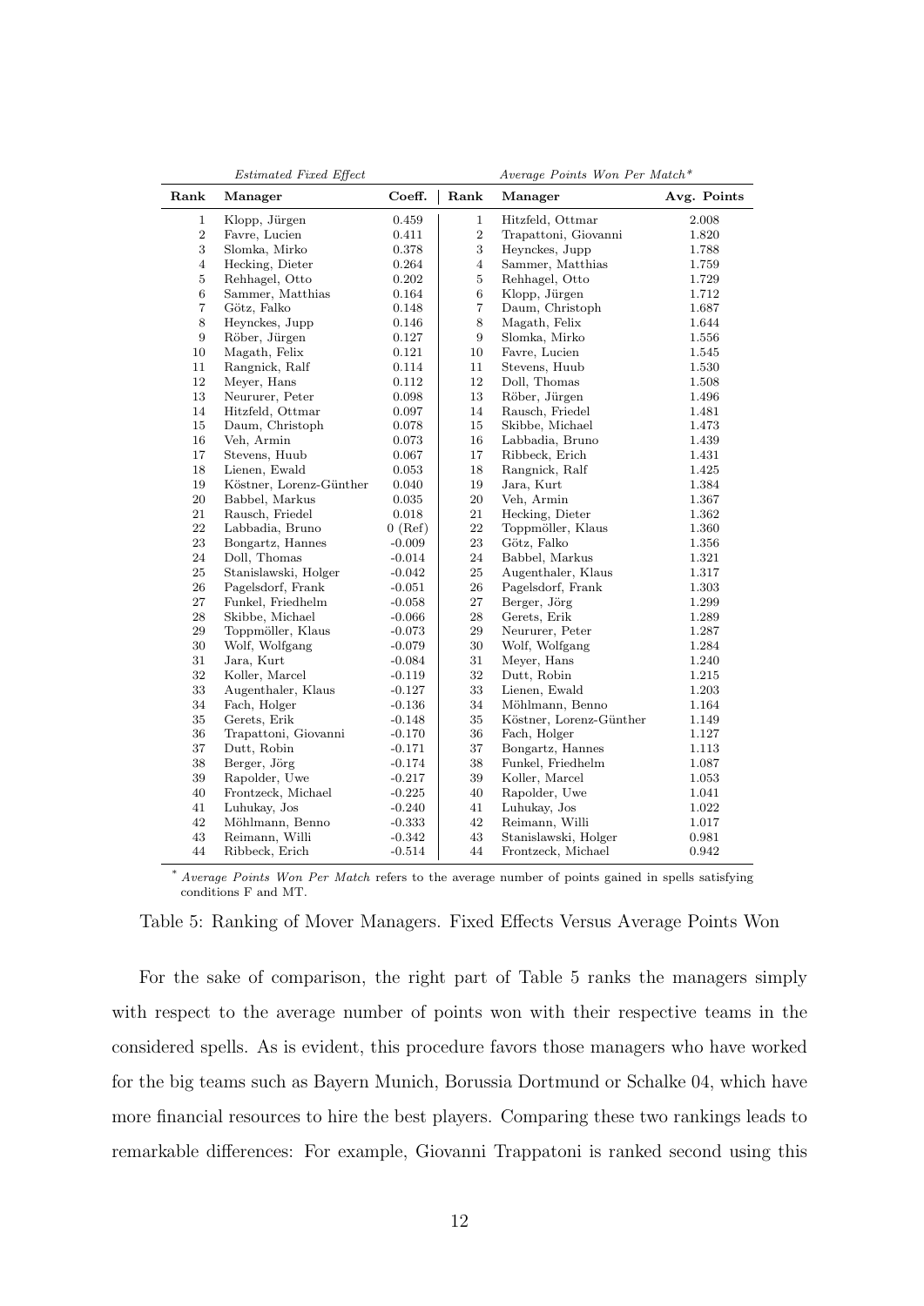| *Estimated Fixed Effect* | | | *Average Points Won Per Match** | | |
|---|---|---|---|---|---|
| **Rank** | **Manager** | **Coeff.** | **Rank** | **Manager** | **Avg. Points** |
| 1 | Klopp, Jürgen | 0.459 | 1 | Hitzfeld, Ottmar | 2.008 |
| 2 | Favre, Lucien | 0.411 | 2 | Trapattoni, Giovanni | 1.820 |
| 3 | Slomka, Mirko | 0.378 | 3 | Heynckes, Jupp | 1.788 |
| 4 | Hecking, Dieter | 0.264 | 4 | Sammer, Matthias | 1.759 |
| 5 | Rehhagel, Otto | 0.202 | 5 | Rehhagel, Otto | 1.729 |
| 6 | Sammer, Matthias | 0.164 | 6 | Klopp, Jürgen | 1.712 |
| 7 | Götz, Falko | 0.148 | 7 | Daum, Christoph | 1.687 |
| 8 | Heynckes, Jupp | 0.146 | 8 | Magath, Felix | 1.644 |
| 9 | Röber, Jürgen | 0.127 | 9 | Slomka, Mirko | 1.556 |
| 10 | Magath, Felix | 0.121 | 10 | Favre, Lucien | 1.545 |
| 11 | Rangnick, Ralf | 0.114 | 11 | Stevens, Huub | 1.530 |
| 12 | Meyer, Hans | 0.112 | 12 | Doll, Thomas | 1.508 |
| 13 | Neururer, Peter | 0.098 | 13 | Röber, Jürgen | 1.496 |
| 14 | Hitzfeld, Ottmar | 0.097 | 14 | Rausch, Friedel | 1.481 |
| 15 | Daum, Christoph | 0.078 | 15 | Skibbe, Michael | 1.473 |
| 16 | Veh, Armin | 0.073 | 16 | Labbadia, Bruno | 1.439 |
| 17 | Stevens, Huub | 0.067 | 17 | Ribbeck, Erich | 1.431 |
| 18 | Lienen, Ewald | 0.053 | 18 | Rangnick, Ralf | 1.425 |
| 19 | Köstner, Lorenz-Günther | 0.040 | 19 | Jara, Kurt | 1.384 |
| 20 | Babbel, Markus | 0.035 | 20 | Veh, Armin | 1.367 |
| 21 | Rausch, Friedel | 0.018 | 21 | Hecking, Dieter | 1.362 |
| 22 | Labbadia, Bruno | 0 (Ref) | 22 | Toppmöller, Klaus | 1.360 |
| 23 | Bongartz, Hannes | -0.009 | 23 | Götz, Falko | 1.356 |
| 24 | Doll, Thomas | -0.014 | 24 | Babbel, Markus | 1.321 |
| 25 | Stanislawski, Holger | -0.042 | 25 | Augenthaler, Klaus | 1.317 |
| 26 | Pagelsdorf, Frank | -0.051 | 26 | Pagelsdorf, Frank | 1.303 |
| 27 | Funkel, Friedhelm | -0.058 | 27 | Berger, Jörg | 1.299 |
| 28 | Skibbe, Michael | -0.066 | 28 | Gerets, Erik | 1.289 |
| 29 | Toppmöller, Klaus | -0.073 | 29 | Neururer, Peter | 1.287 |
| 30 | Wolf, Wolfgang | -0.079 | 30 | Wolf, Wolfgang | 1.284 |
| 31 | Jara, Kurt | -0.084 | 31 | Meyer, Hans | 1.240 |
| 32 | Koller, Marcel | -0.119 | 32 | Dutt, Robin | 1.215 |
| 33 | Augenthaler, Klaus | -0.127 | 33 | Lienen, Ewald | 1.203 |
| 34 | Fach, Holger | -0.136 | 34 | Möhlmann, Benno | 1.164 |
| 35 | Gerets, Erik | -0.148 | 35 | Köstner, Lorenz-Günther | 1.149 |
| 36 | Trapattoni, Giovanni | -0.170 | 36 | Fach, Holger | 1.127 |
| 37 | Dutt, Robin | -0.171 | 37 | Bongartz, Hannes | 1.113 |
| 38 | Berger, Jörg | -0.174 | 38 | Funkel, Friedhelm | 1.087 |
| 39 | Rapolder, Uwe | -0.217 | 39 | Koller, Marcel | 1.053 |
| 40 | Frontzeck, Michael | -0.225 | 40 | Rapolder, Uwe | 1.041 |
| 41 | Luhukay, Jos | -0.240 | 41 | Luhukay, Jos | 1.022 |
| 42 | Möhlmann, Benno | -0.333 | 42 | Reimann, Willi | 1.017 |
| 43 | Reimann, Willi | -0.342 | 43 | Stanislawski, Holger | 0.981 |
| 44 | Ribbeck, Erich | -0.514 | 44 | Frontzeck, Michael | 0.942 |

\* *Average Points Won Per Match* refers to the average number of points gained in spells satisfying conditions F and MT.

Table 5: Ranking of Mover Managers. Fixed Effects Versus Average Points Won

For the sake of comparison, the right part of Table 5 ranks the managers simply with respect to the average number of points won with their respective teams in the considered spells. As is evident, this procedure favors those managers who have worked for the big teams such as Bayern Munich, Borussia Dortmund or Schalke 04, which have more financial resources to hire the best players. Comparing these two rankings leads to remarkable differences: For example, Giovanni Trappatoni is ranked second using this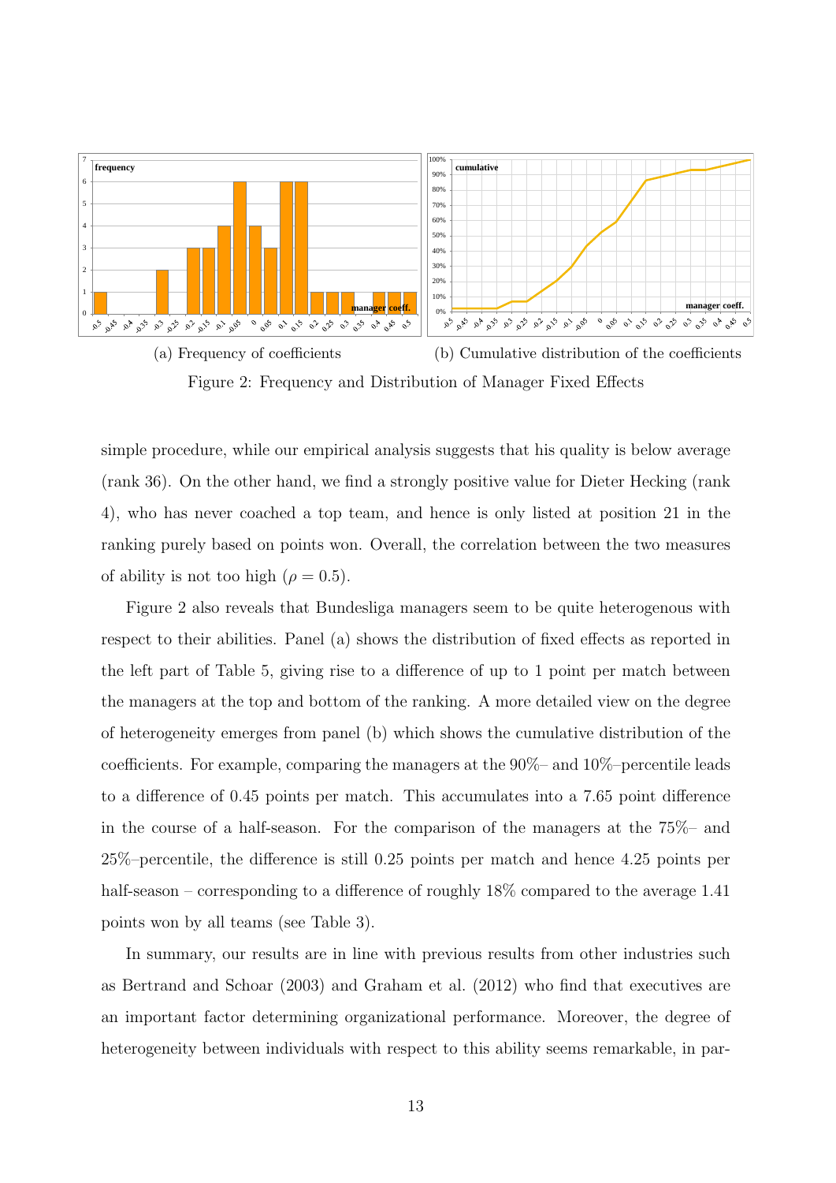(a) Frequency of coefficients

(b) Cumulative distribution of the coefficients

Figure 2: Frequency and Distribution of Manager Fixed Effects

simple procedure, while our empirical analysis suggests that his quality is below average (rank 36). On the other hand, we find a strongly positive value for Dieter Hecking (rank 4), who has never coached a top team, and hence is only listed at position 21 in the ranking purely based on points won. Overall, the correlation between the two measures of ability is not too high ($\rho = 0.5$).

Figure 2 also reveals that Bundesliga managers seem to be quite heterogenous with respect to their abilities. Panel (a) shows the distribution of fixed effects as reported in the left part of Table 5, giving rise to a difference of up to 1 point per match between the managers at the top and bottom of the ranking. A more detailed view on the degree of heterogeneity emerges from panel (b) which shows the cumulative distribution of the coefficients. For example, comparing the managers at the 90%– and 10%–percentile leads to a difference of 0.45 points per match. This accumulates into a 7.65 point difference in the course of a half-season. For the comparison of the managers at the 75%– and 25%–percentile, the difference is still 0.25 points per match and hence 4.25 points per half-season – corresponding to a difference of roughly 18% compared to the average 1.41 points won by all teams (see Table 3).

In summary, our results are in line with previous results from other industries such as Bertrand and Schoar (2003) and Graham et al. (2012) who find that executives are an important factor determining organizational performance. Moreover, the degree of heterogeneity between individuals with respect to this ability seems remarkable, in par-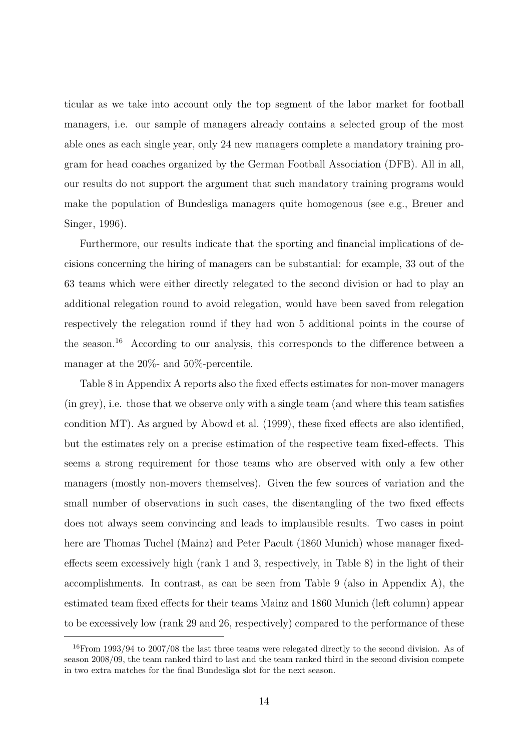ticular as we take into account only the top segment of the labor market for football managers, i.e. our sample of managers already contains a selected group of the most able ones as each single year, only 24 new managers complete a mandatory training program for head coaches organized by the German Football Association (DFB). All in all, our results do not support the argument that such mandatory training programs would make the population of Bundesliga managers quite homogenous (see e.g., Breuer and Singer, 1996).

Furthermore, our results indicate that the sporting and financial implications of decisions concerning the hiring of managers can be substantial: for example, 33 out of the 63 teams which were either directly relegated to the second division or had to play an additional relegation round to avoid relegation, would have been saved from relegation respectively the relegation round if they had won 5 additional points in the course of the season.[16] According to our analysis, this corresponds to the difference between a manager at the 20%- and 50%-percentile.

Table 8 in Appendix A reports also the fixed effects estimates for non-mover managers (in grey), i.e. those that we observe only with a single team (and where this team satisfies condition MT). As argued by Abowd et al. (1999), these fixed effects are also identified, but the estimates rely on a precise estimation of the respective team fixed-effects. This seems a strong requirement for those teams who are observed with only a few other managers (mostly non-movers themselves). Given the few sources of variation and the small number of observations in such cases, the disentangling of the two fixed effects does not always seem convincing and leads to implausible results. Two cases in point here are Thomas Tuchel (Mainz) and Peter Pacult (1860 Munich) whose manager fixed-effects seem excessively high (rank 1 and 3, respectively, in Table 8) in the light of their accomplishments. In contrast, as can be seen from Table 9 (also in Appendix A), the estimated team fixed effects for their teams Mainz and 1860 Munich (left column) appear to be excessively low (rank 29 and 26, respectively) compared to the performance of these

[16] From 1993/94 to 2007/08 the last three teams were relegated directly to the second division. As of season 2008/09, the team ranked third to last and the team ranked third in the second division compete in two extra matches for the final Bundesliga slot for the next season.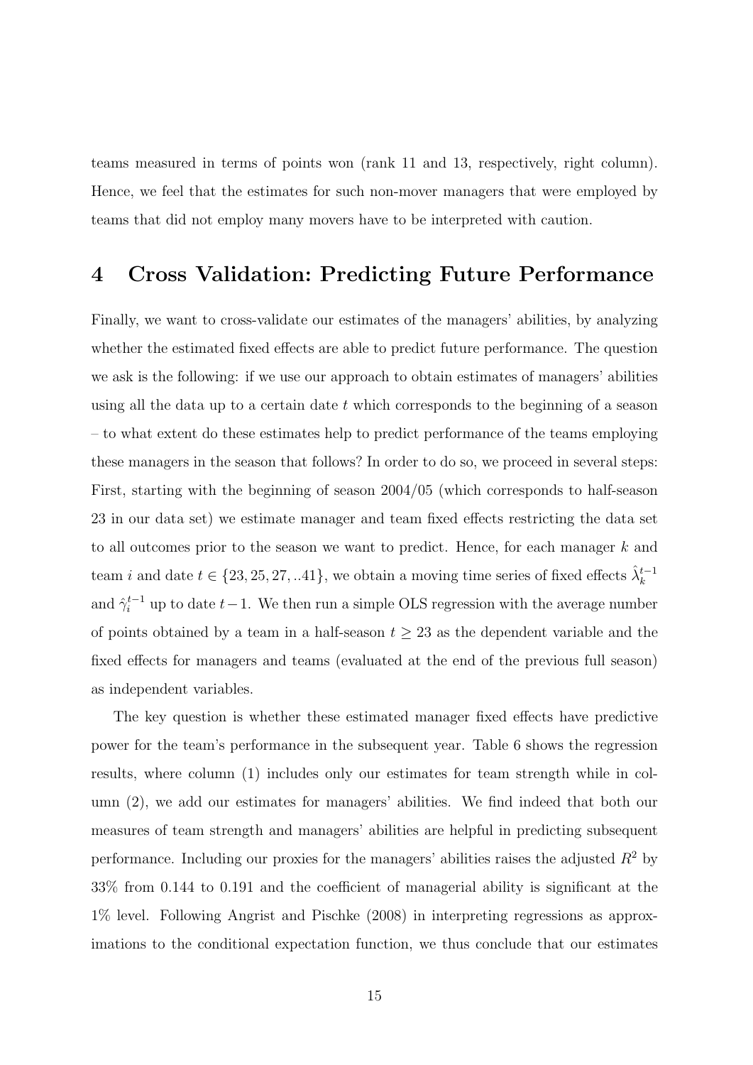teams measured in terms of points won (rank 11 and 13, respectively, right column). Hence, we feel that the estimates for such non-mover managers that were employed by teams that did not employ many movers have to be interpreted with caution.

# 4 Cross Validation: Predicting Future Performance

Finally, we want to cross-validate our estimates of the managers' abilities, by analyzing whether the estimated fixed effects are able to predict future performance. The question we ask is the following: if we use our approach to obtain estimates of managers' abilities using all the data up to a certain date $t$ which corresponds to the beginning of a season – to what extent do these estimates help to predict performance of the teams employing these managers in the season that follows? In order to do so, we proceed in several steps: First, starting with the beginning of season 2004/05 (which corresponds to half-season 23 in our data set) we estimate manager and team fixed effects restricting the data set to all outcomes prior to the season we want to predict. Hence, for each manager $k$ and team $i$ and date $t \in \{23, 25, 27, ..41\}$, we obtain a moving time series of fixed effects $\hat{\lambda}_k^{t-1}$ and $\hat{\gamma}_i^{t-1}$ up to date $t-1$. We then run a simple OLS regression with the average number of points obtained by a team in a half-season $t \geq 23$ as the dependent variable and the fixed effects for managers and teams (evaluated at the end of the previous full season) as independent variables.

The key question is whether these estimated manager fixed effects have predictive power for the team's performance in the subsequent year. Table 6 shows the regression results, where column (1) includes only our estimates for team strength while in column (2), we add our estimates for managers' abilities. We find indeed that both our measures of team strength and managers' abilities are helpful in predicting subsequent performance. Including our proxies for the managers' abilities raises the adjusted $R^2$ by 33% from 0.144 to 0.191 and the coefficient of managerial ability is significant at the 1% level. Following Angrist and Pischke (2008) in interpreting regressions as approximations to the conditional expectation function, we thus conclude that our estimates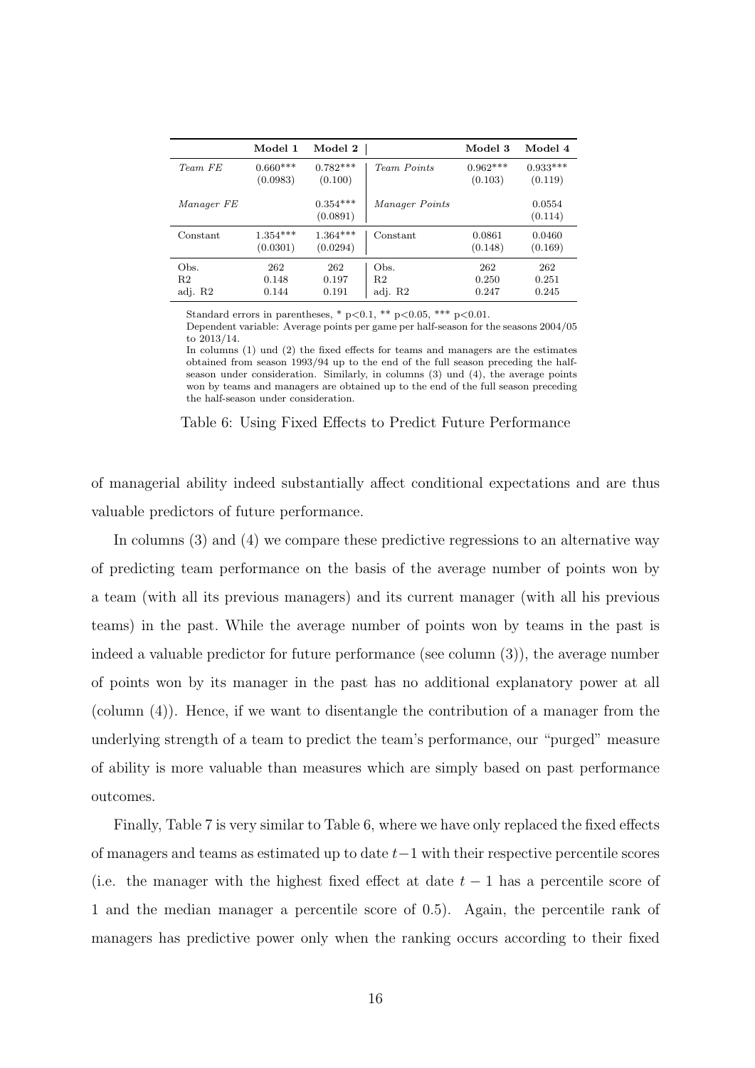| | Model 1 | Model 2 | | Model 3 | Model 4 |
|---|---|---|---|---|---|
| *Team FE* | 0.660*** | 0.782*** | *Team Points* | 0.962*** | 0.933*** |
| | (0.0983) | (0.100) | | (0.103) | (0.119) |
| *Manager FE* | | 0.354*** | *Manager Points* | | 0.0554 |
| | | (0.0891) | | | (0.114) |
| Constant | 1.354*** | 1.364*** | Constant | 0.0861 | 0.0460 |
| | (0.0301) | (0.0294) | | (0.148) | (0.169) |
| Obs. | 262 | 262 | Obs. | 262 | 262 |
| R2 | 0.148 | 0.197 | R2 | 0.250 | 0.251 |
| adj. R2 | 0.144 | 0.191 | adj. R2 | 0.247 | 0.245 |

Standard errors in parentheses, * p<0.1, ** p<0.05, *** p<0.01.
Dependent variable: Average points per game per half-season for the seasons 2004/05 to 2013/14.
In columns (1) und (2) the fixed effects for teams and managers are the estimates obtained from season 1993/94 up to the end of the full season preceding the half-season under consideration. Similarly, in columns (3) und (4), the average points won by teams and managers are obtained up to the end of the full season preceding the half-season under consideration.

Table 6: Using Fixed Effects to Predict Future Performance

of managerial ability indeed substantially affect conditional expectations and are thus valuable predictors of future performance.

In columns (3) and (4) we compare these predictive regressions to an alternative way of predicting team performance on the basis of the average number of points won by a team (with all its previous managers) and its current manager (with all his previous teams) in the past. While the average number of points won by teams in the past is indeed a valuable predictor for future performance (see column (3)), the average number of points won by its manager in the past has no additional explanatory power at all (column (4)). Hence, if we want to disentangle the contribution of a manager from the underlying strength of a team to predict the team's performance, our "purged" measure of ability is more valuable than measures which are simply based on past performance outcomes.

Finally, Table 7 is very similar to Table 6, where we have only replaced the fixed effects of managers and teams as estimated up to date $t-1$ with their respective percentile scores (i.e. the manager with the highest fixed effect at date $t-1$ has a percentile score of 1 and the median manager a percentile score of 0.5). Again, the percentile rank of managers has predictive power only when the ranking occurs according to their fixed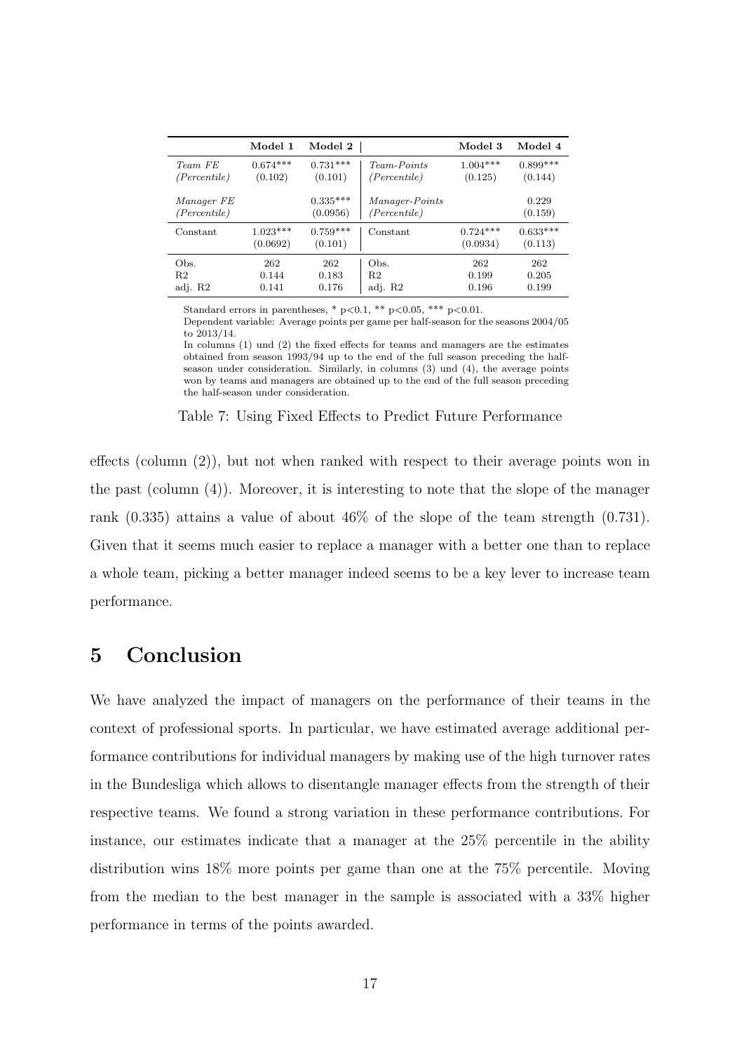| | Model 1 | Model 2 | | Model 3 | Model 4 |
|---|---|---|---|---|---|
| *Team FE* | 0.674*** | 0.731*** | *Team-Points* | 1.004*** | 0.899*** |
| *(Percentile)* | (0.102) | (0.101) | *(Percentile)* | (0.125) | (0.144) |
| *Manager FE* | | 0.335*** | *Manager-Points* | | 0.229 |
| *(Percentile)* | | (0.0956) | *(Percentile)* | | (0.159) |
| Constant | 1.023*** | 0.759*** | Constant | 0.724*** | 0.633*** |
| | (0.0692) | (0.101) | | (0.0934) | (0.113) |
| Obs. | 262 | 262 | Obs. | 262 | 262 |
| R2 | 0.144 | 0.183 | R2 | 0.199 | 0.205 |
| adj. R2 | 0.141 | 0.176 | adj. R2 | 0.196 | 0.199 |

Standard errors in parentheses, * p<0.1, ** p<0.05, *** p<0.01.
Dependent variable: Average points per game per half-season for the seasons 2004/05 to 2013/14.
In columns (1) und (2) the fixed effects for teams and managers are the estimates obtained from season 1993/94 up to the end of the full season preceding the half-season under consideration. Similarly, in columns (3) und (4), the average points won by teams and managers are obtained up to the end of the full season preceding the half-season under consideration.

Table 7: Using Fixed Effects to Predict Future Performance

effects (column (2)), but not when ranked with respect to their average points won in the past (column (4)). Moreover, it is interesting to note that the slope of the manager rank (0.335) attains a value of about 46% of the slope of the team strength (0.731). Given that it seems much easier to replace a manager with a better one than to replace a whole team, picking a better manager indeed seems to be a key lever to increase team performance.

# 5 Conclusion

We have analyzed the impact of managers on the performance of their teams in the context of professional sports. In particular, we have estimated average additional performance contributions for individual managers by making use of the high turnover rates in the Bundesliga which allows to disentangle manager effects from the strength of their respective teams. We found a strong variation in these performance contributions. For instance, our estimates indicate that a manager at the 25% percentile in the ability distribution wins 18% more points per game than one at the 75% percentile. Moving from the median to the best manager in the sample is associated with a 33% higher performance in terms of the points awarded.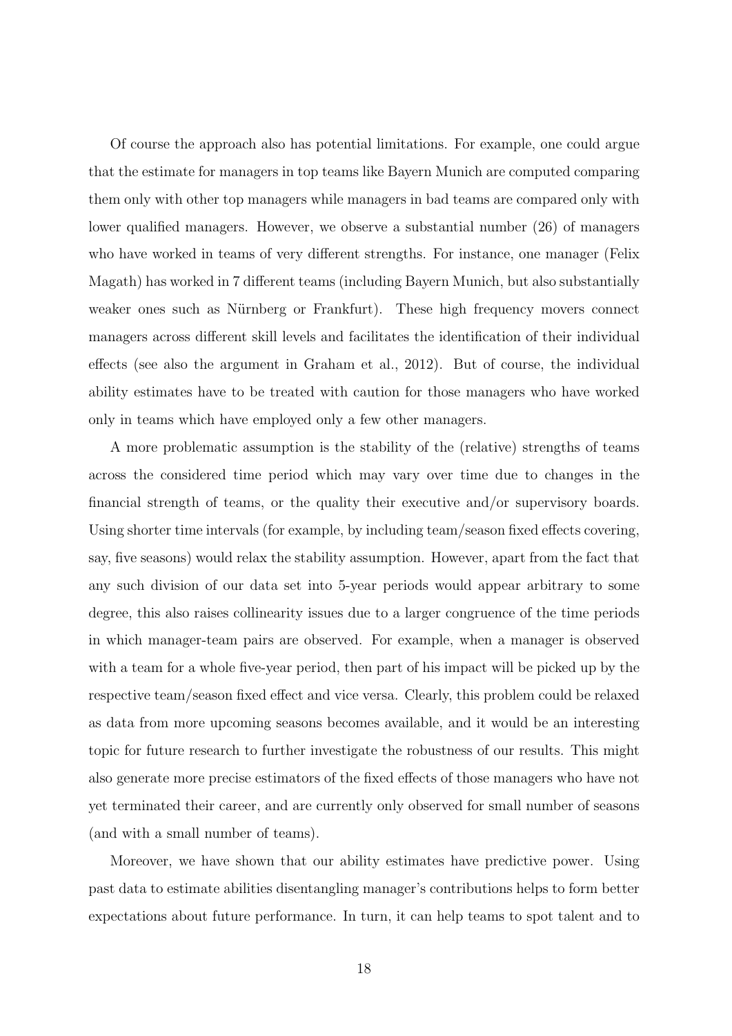Of course the approach also has potential limitations. For example, one could argue that the estimate for managers in top teams like Bayern Munich are computed comparing them only with other top managers while managers in bad teams are compared only with lower qualified managers. However, we observe a substantial number (26) of managers who have worked in teams of very different strengths. For instance, one manager (Felix Magath) has worked in 7 different teams (including Bayern Munich, but also substantially weaker ones such as Nürnberg or Frankfurt). These high frequency movers connect managers across different skill levels and facilitates the identification of their individual effects (see also the argument in Graham et al., 2012). But of course, the individual ability estimates have to be treated with caution for those managers who have worked only in teams which have employed only a few other managers.

A more problematic assumption is the stability of the (relative) strengths of teams across the considered time period which may vary over time due to changes in the financial strength of teams, or the quality their executive and/or supervisory boards. Using shorter time intervals (for example, by including team/season fixed effects covering, say, five seasons) would relax the stability assumption. However, apart from the fact that any such division of our data set into 5-year periods would appear arbitrary to some degree, this also raises collinearity issues due to a larger congruence of the time periods in which manager-team pairs are observed. For example, when a manager is observed with a team for a whole five-year period, then part of his impact will be picked up by the respective team/season fixed effect and vice versa. Clearly, this problem could be relaxed as data from more upcoming seasons becomes available, and it would be an interesting topic for future research to further investigate the robustness of our results. This might also generate more precise estimators of the fixed effects of those managers who have not yet terminated their career, and are currently only observed for small number of seasons (and with a small number of teams).

Moreover, we have shown that our ability estimates have predictive power. Using past data to estimate abilities disentangling manager's contributions helps to form better expectations about future performance. In turn, it can help teams to spot talent and to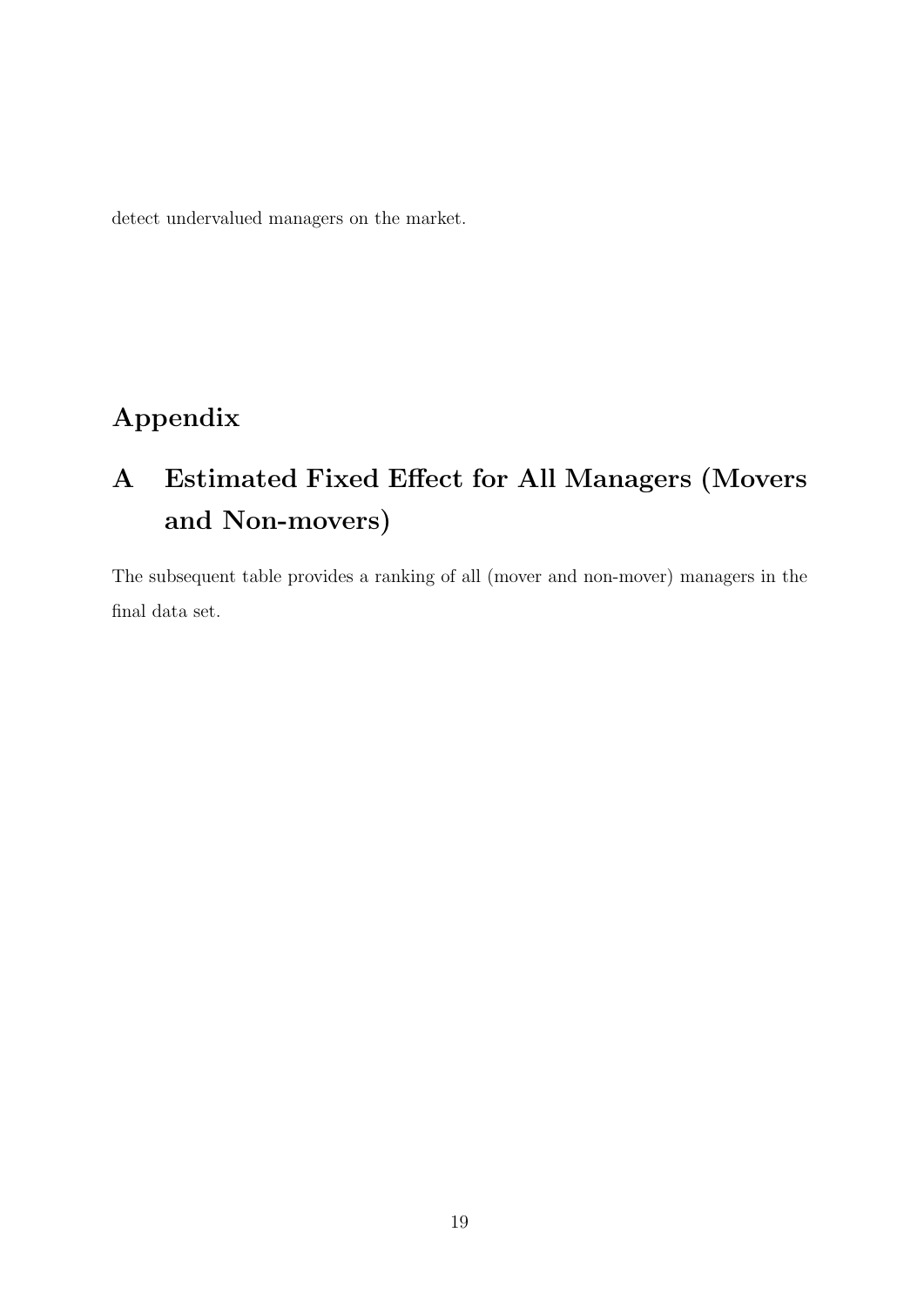detect undervalued managers on the market.

# Appendix

## A Estimated Fixed Effect for All Managers (Movers and Non-movers)

The subsequent table provides a ranking of all (mover and non-mover) managers in the final data set.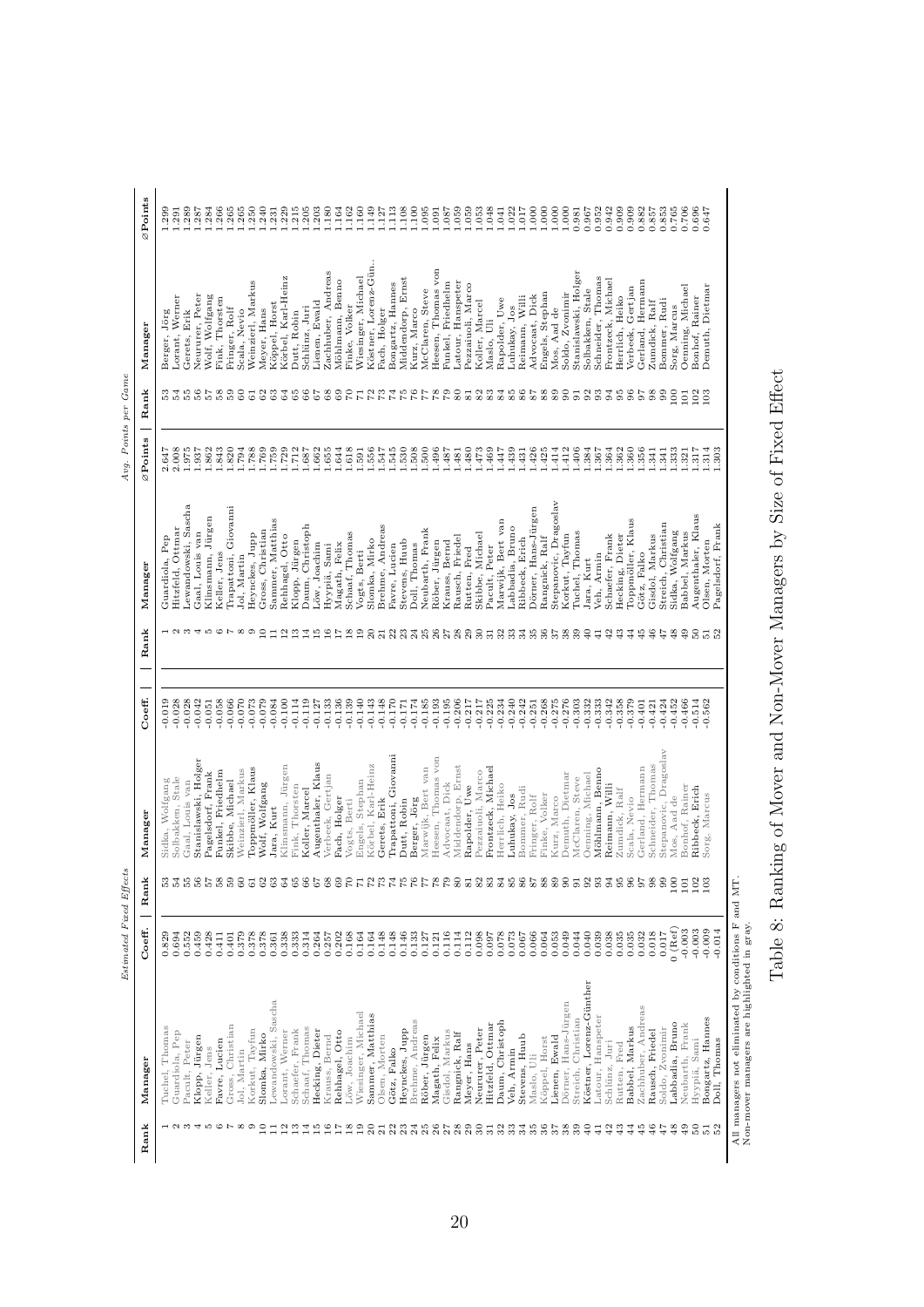| | | *Estimated Fixed Effects* | | | | | | | *Avg. Points per Game* | | | |
|---|---|---|---|---|---|---|---|---|---|---|---|---|
| **Rank** | **Manager** | **Coeff.** | **Rank** | **Manager** | **Coeff.** | **Rank** | **Manager** | **∅Points** | **Rank** | **Manager** | **∅Points** |
| 1 | Tuchel, Thomas | 0.829 | 53 | Sidka, Wolfgang | -0.019 | 1 | Guardiola, Pep | 2.647 | 53 | Berger, Jörg | 1.299 |
| 2 | Guardiola, Pep | 0.694 | 54 | Solbakken, Stale | -0.028 | 2 | Hitzfeld, Ottmar | 2.008 | 54 | Lorant, Werner | 1.291 |
| 3 | Pacult, Peter | 0.552 | 55 | Gaal, Louis van | -0.028 | 3 | Lewandowski, Sascha | 1.975 | 55 | Gerets, Erik | 1.289 |
| 4 | Klopp, Jürgen | 0.459 | 56 | Stanislawski, Holger | -0.042 | 4 | Gaal, Louis van | 1.937 | 56 | Neururer, Peter | 1.287 |
| 5 | Keller, Jens | 0.428 | 57 | Pagelsdorf, Frank | -0.051 | 5 | Klinsmann, Jürgen | 1.862 | 57 | Wolf, Wolfgang | 1.284 |
| 6 | Favre, Lucien | 0.411 | 58 | Funkel, Friedhelm | -0.058 | 6 | Keller, Jens | 1.843 | 58 | Fink, Thorsten | 1.266 |
| 7 | Gross, Christian | 0.401 | 59 | Skibbe, Michael | -0.066 | 7 | Trapattoni, Giovanni | 1.820 | 59 | Fringer, Rolf | 1.265 |
| 8 | Jol, Martin | 0.379 | 60 | Weinzierl, Markus | -0.070 | 8 | Jol, Martin | 1.794 | 60 | Scala, Nevio | 1.265 |
| 9 | Korkut, Tayfun | 0.378 | 61 | Toppmöller, Klaus | -0.073 | 9 | Heynckes, Jupp | 1.788 | 61 | Weinzierl, Markus | 1.250 |
| 10 | Slomka, Mirko | 0.378 | 62 | Wolf, Wolfgang | -0.079 | 10 | Gross, Christian | 1.769 | 62 | Meyer, Hans | 1.240 |
| 11 | Lewandowski, Sascha | 0.361 | 63 | Jara, Kurt | -0.084 | 11 | Sammer, Matthias | 1.759 | 63 | Köppel, Horst | 1.231 |
| 12 | Lorant, Werner | 0.338 | 64 | Klinsmann, Jürgen | -0.100 | 12 | Rehhagel, Otto | 1.729 | 64 | Körbel, Karl-Heinz | 1.229 |
| 13 | Schaefer, Frank | 0.333 | 65 | Fink, Thorsten | -0.114 | 13 | Klopp, Jürgen | 1.712 | 65 | Dutt, Robin | 1.215 |
| 14 | Schaaf, Thomas | 0.314 | 66 | Köller, Marcel | -0.119 | 14 | Daum, Christoph | 1.687 | 66 | Schlünz, Juri | 1.205 |
| 15 | Hecking, Dieter | 0.264 | 67 | Augenthaler, Klaus | -0.127 | 15 | Löw, Joachim | 1.667 | 67 | Lienen, Ewald | 1.203 |
| 16 | Krauss, Bernd | 0.257 | 68 | Verbeek, Gertjan | -0.133 | 16 | Hyypiä, Sami | 1.655 | 68 | Zachhuber, Andreas | 1.180 |
| 17 | Rehhagel, Otto | 0.202 | 69 | Fach, Holger | -0.136 | 17 | Magath, Felix | 1.644 | 69 | Möhlmann, Benno | 1.164 |
| 18 | Löw, Joachim | 0.168 | 70 | Vogts, Berti | -0.139 | 18 | Schaaf, Thomas | 1.618 | 70 | Finke, Volker | 1.162 |
| 19 | Wiesinger, Michael | 0.164 | 71 | Engels, Stephan | -0.140 | 19 | Vogts, Berti | 1.591 | 71 | Wiesinger, Michael | 1.160 |
| 20 | Sammer, Matthias | 0.164 | 72 | Körbel, Karl-Heinz | -0.143 | 20 | Slomka, Mirko | 1.556 | 72 | Köstner, Lorenz-Gün.. | 1.149 |
| 21 | Olsen, Morten | 0.148 | 73 | Gerets, Erik | -0.148 | 21 | Brehme, Andreas | 1.547 | 73 | Fach, Holger | 1.127 |
| 22 | Götz, Falko | 0.148 | 74 | Trapattoni, Giovanni | -0.170 | 22 | Favre, Lucien | 1.545 | 74 | Bongartz, Hannes | 1.113 |
| 23 | Heynckes, Jupp | 0.146 | 75 | Dutt, Robin | -0.171 | 23 | Stevens, Huub | 1.530 | 75 | Middendorp, Ernst | 1.108 |
| 24 | Brehme, Andreas | 0.133 | 76 | Berger, Jörg | -0.174 | 24 | Doll, Thomas | 1.508 | 76 | Kurz, Marco | 1.100 |
| 25 | Röber, Jürgen | 0.127 | 77 | Marwijk, Bert van | -0.185 | 25 | Neubarth, Frank | 1.500 | 77 | McClaren, Steve | 1.095 |
| 26 | Magath, Felix | 0.121 | 78 | Heesen, Thomas von | -0.193 | 26 | Röber, Jürgen | 1.496 | 78 | Heesen, Thomas von | 1.091 |
| 27 | Gisdol, Markus | 0.116 | 79 | Advocaat, Dick | -0.195 | 27 | Krauss, Bernd | 1.487 | 79 | Funkel, Friedhelm | 1.087 |
| 28 | Rangnick, Ralf | 0.114 | 80 | Middendorp, Ernst | -0.206 | 28 | Rausch, Friedel | 1.481 | 80 | Latour, Hanspeter | 1.059 |
| 29 | Meyer, Hans | 0.112 | 81 | Rapolder, Uwe | -0.217 | 29 | Rutten, Fred | 1.480 | 81 | Pezzaiuoli, Marco | 1.059 |
| 30 | Neururer, Peter | 0.098 | 82 | Pezzaiuoli, Marco | -0.217 | 30 | Skibbe, Michael | 1.473 | 82 | Koller, Marcel | 1.053 |
| 31 | Hitzfeld, Ottmar | 0.097 | 83 | Frontzeck, Michael | -0.225 | 31 | Pacult, Peter | 1.469 | 83 | Maslo, Uli | 1.048 |
| 32 | Daum, Christoph | 0.078 | 84 | Herrlich, Heiko | -0.234 | 32 | Marwijk, Bert van | 1.447 | 84 | Rapolder, Uwe | 1.041 |
| 33 | Veh, Armin | 0.073 | 85 | Luhukay, Jos | -0.240 | 33 | Labbadia, Bruno | 1.439 | 85 | Luhukay, Jos | 1.022 |
| 34 | Stevens, Huub | 0.067 | 86 | Bommer, Rudi | -0.242 | 34 | Ribbeck, Erich | 1.431 | 86 | Reimann, Willi | 1.017 |
| 35 | Maslo, Uli | 0.066 | 87 | Fringer, Rolf | -0.251 | 35 | Dörner, Hans-Jürgen | 1.426 | 87 | Advocaat, Dick | 1.000 |
| 36 | Köppel, Horst | 0.064 | 88 | Finke, Volker | -0.268 | 36 | Rangnick, Ralf | 1.425 | 88 | Engels, Stephan | 1.000 |
| 37 | Lienen, Ewald | 0.053 | 89 | Kurz, Marco | -0.275 | 37 | Stepanovic, Dragoslav | 1.414 | 89 | Mos, Aad de | 1.000 |
| 38 | Dörner, Hans-Jürgen | 0.049 | 90 | Demuth, Dietmar | -0.276 | 38 | Korkut, Tayfun | 1.412 | 90 | Soldo, Zvonimir | 1.000 |
| 39 | Streich, Christian | 0.044 | 91 | McClaren, Steve | -0.303 | 39 | Tuchel, Thomas | 1.406 | 91 | Stanislawski, Holger | 0.981 |
| 40 | Köstner, Lorenz-Günther | 0.040 | 92 | Oenning, Michael | -0.332 | 40 | Jara, Kurt | 1.384 | 92 | Solbakken, Stale | 0.967 |
| 41 | Latour, Hanspeter | 0.039 | 93 | Möhlmann, Benno | -0.333 | 41 | Veh, Armin | 1.367 | 93 | Schneider, Thomas | 0.952 |
| 42 | Schlünz, Juri | 0.038 | 94 | Reimann, Willi | -0.342 | 42 | Schaefer, Frank | 1.364 | 94 | Frontzeck, Michael | 0.942 |
| 43 | Rutten, Fred | 0.035 | 95 | Zumdick, Ralf | -0.358 | 43 | Hecking, Dieter | 1.362 | 95 | Herrlich, Heiko | 0.909 |
| 44 | Babbel, Markus | 0.035 | 96 | Scala, Nevio | -0.379 | 44 | Toppmöller, Klaus | 1.360 | 96 | Verbeek, Gertjan | 0.909 |
| 45 | Zachhuber, Andreas | 0.032 | 97 | Gerland, Hermann | -0.401 | 45 | Götz, Falko | 1.356 | 97 | Gerland, Hermann | 0.882 |
| 46 | Rausch, Friedel | 0.018 | 98 | Schneider, Thomas | -0.421 | 46 | Gisdol, Markus | 1.341 | 98 | Zumdick, Ralf | 0.857 |
| 47 | Soldo, Zvonimir | 0.017 | 99 | Stepanovic, Dragoslav | -0.424 | 47 | Streich, Christian | 1.341 | 99 | Bommer, Rudi | 0.853 |
| 48 | Labbadia, Bruno | 0 (Ref) | 100 | Mos, Aad de | -0.452 | 48 | Sidka, Wolfgang | 1.333 | 100 | Sorg, Marcus | 0.765 |
| 49 | Neubarth, Frank | -0.003 | 101 | Bonhof, Rainer | -0.466 | 49 | Babbel, Markus | 1.321 | 101 | Oenning, Michael | 0.706 |
| 50 | Hyypiä, Sami | -0.003 | 102 | Ribbeck, Erich | -0.514 | 50 | Augenthaler, Klaus | 1.317 | 102 | Bonhof, Rainer | 0.696 |
| 51 | Bongartz, Hannes | -0.009 | 103 | Sorg, Marcus | -0.562 | 51 | Olsen, Morten | 1.312 | 103 | Demuth, Dietmar | 0.647 |
| 52 | Doll, Thomas | -0.014 | | | | 52 | Pagelsdorf, Frank | 1.303 | | | |

All managers not eliminated by conditions F and MT.
Non-mover managers are highlighted in gray.

Table 8: Ranking of Mover and Non-Mover Managers by Size of Fixed Effect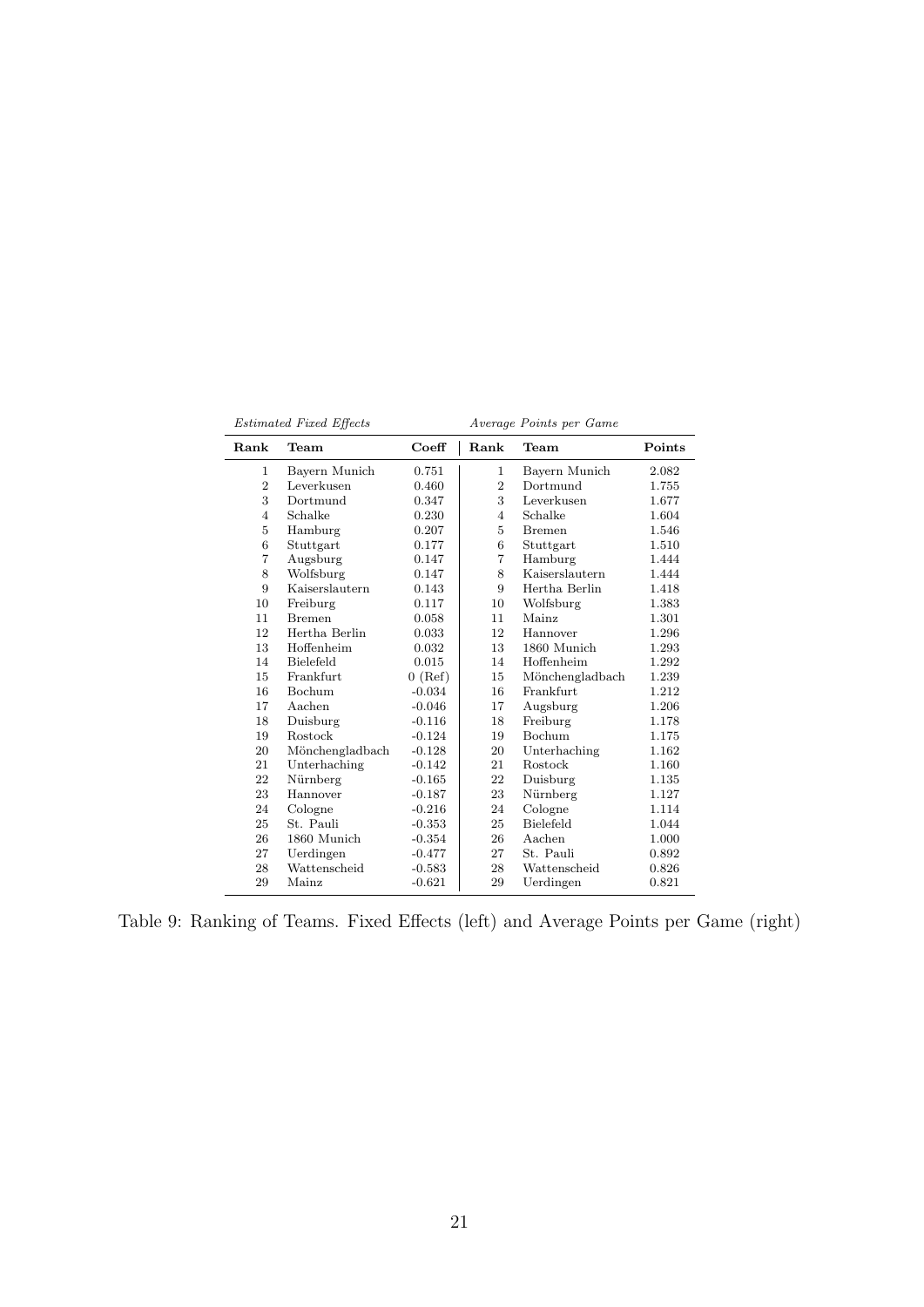| *Estimated Fixed Effects* | | | *Average Points per Game* | | |
|---|---|---|---|---|---|
| **Rank** | **Team** | **Coeff** | **Rank** | **Team** | **Points** |
| 1 | Bayern Munich | 0.751 | 1 | Bayern Munich | 2.082 |
| 2 | Leverkusen | 0.460 | 2 | Dortmund | 1.755 |
| 3 | Dortmund | 0.347 | 3 | Leverkusen | 1.677 |
| 4 | Schalke | 0.230 | 4 | Schalke | 1.604 |
| 5 | Hamburg | 0.207 | 5 | Bremen | 1.546 |
| 6 | Stuttgart | 0.177 | 6 | Stuttgart | 1.510 |
| 7 | Augsburg | 0.147 | 7 | Hamburg | 1.444 |
| 8 | Wolfsburg | 0.147 | 8 | Kaiserslautern | 1.444 |
| 9 | Kaiserslautern | 0.143 | 9 | Hertha Berlin | 1.418 |
| 10 | Freiburg | 0.117 | 10 | Wolfsburg | 1.383 |
| 11 | Bremen | 0.058 | 11 | Mainz | 1.301 |
| 12 | Hertha Berlin | 0.033 | 12 | Hannover | 1.296 |
| 13 | Hoffenheim | 0.032 | 13 | 1860 Munich | 1.293 |
| 14 | Bielefeld | 0.015 | 14 | Hoffenheim | 1.292 |
| 15 | Frankfurt | 0 (Ref) | 15 | Mönchengladbach | 1.239 |
| 16 | Bochum | -0.034 | 16 | Frankfurt | 1.212 |
| 17 | Aachen | -0.046 | 17 | Augsburg | 1.206 |
| 18 | Duisburg | -0.116 | 18 | Freiburg | 1.178 |
| 19 | Rostock | -0.124 | 19 | Bochum | 1.175 |
| 20 | Mönchengladbach | -0.128 | 20 | Unterhaching | 1.162 |
| 21 | Unterhaching | -0.142 | 21 | Rostock | 1.160 |
| 22 | Nürnberg | -0.165 | 22 | Duisburg | 1.135 |
| 23 | Hannover | -0.187 | 23 | Nürnberg | 1.127 |
| 24 | Cologne | -0.216 | 24 | Cologne | 1.114 |
| 25 | St. Pauli | -0.353 | 25 | Bielefeld | 1.044 |
| 26 | 1860 Munich | -0.354 | 26 | Aachen | 1.000 |
| 27 | Uerdingen | -0.477 | 27 | St. Pauli | 0.892 |
| 28 | Wattenscheid | -0.583 | 28 | Wattenscheid | 0.826 |
| 29 | Mainz | -0.621 | 29 | Uerdingen | 0.821 |

Table 9: Ranking of Teams. Fixed Effects (left) and Average Points per Game (right)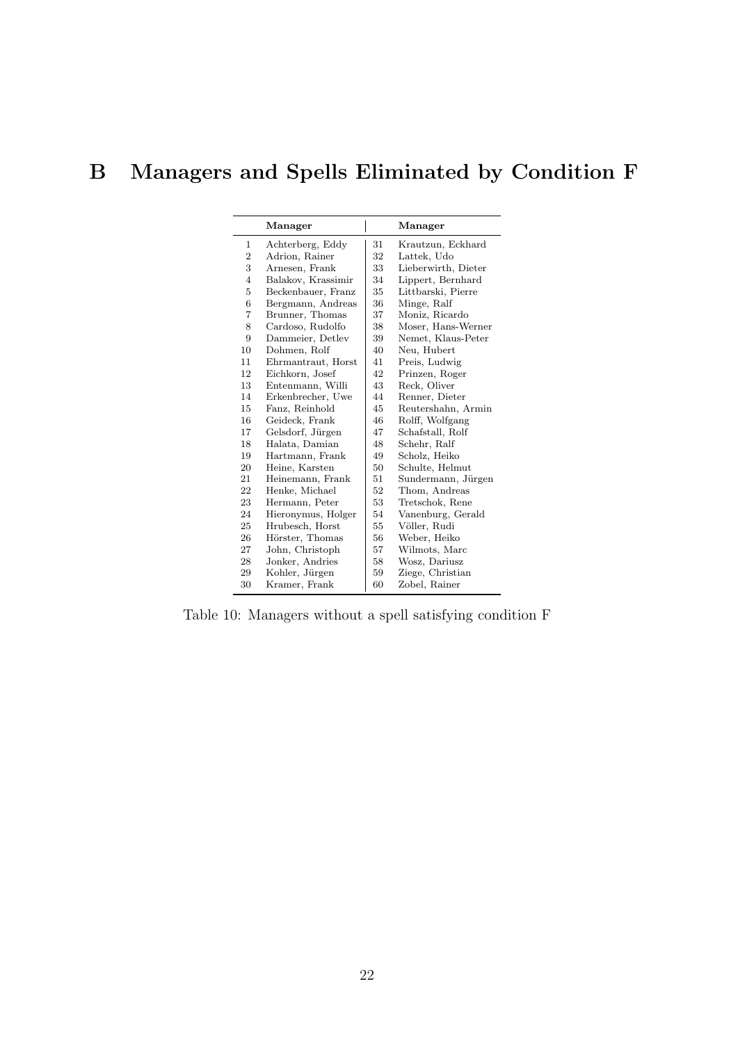# B Managers and Spells Eliminated by Condition F

| | Manager | | Manager |
|---|---|---|---|
| 1 | Achterberg, Eddy | 31 | Krautzun, Eckhard |
| 2 | Adrion, Rainer | 32 | Lattek, Udo |
| 3 | Arnesen, Frank | 33 | Lieberwirth, Dieter |
| 4 | Balakov, Krassimir | 34 | Lippert, Bernhard |
| 5 | Beckenbauer, Franz | 35 | Littbarski, Pierre |
| 6 | Bergmann, Andreas | 36 | Minge, Ralf |
| 7 | Brunner, Thomas | 37 | Moniz, Ricardo |
| 8 | Cardoso, Rudolfo | 38 | Moser, Hans-Werner |
| 9 | Dammeier, Detlev | 39 | Nemet, Klaus-Peter |
| 10 | Dohmen, Rolf | 40 | Neu, Hubert |
| 11 | Ehrmantraut, Horst | 41 | Preis, Ludwig |
| 12 | Eichkorn, Josef | 42 | Prinzen, Roger |
| 13 | Entenmann, Willi | 43 | Reck, Oliver |
| 14 | Erkenbrecher, Uwe | 44 | Renner, Dieter |
| 15 | Fanz, Reinhold | 45 | Reutershahn, Armin |
| 16 | Geideck, Frank | 46 | Rolff, Wolfgang |
| 17 | Gelsdorf, Jürgen | 47 | Schafstall, Rolf |
| 18 | Halata, Damian | 48 | Schehr, Ralf |
| 19 | Hartmann, Frank | 49 | Scholz, Heiko |
| 20 | Heine, Karsten | 50 | Schulte, Helmut |
| 21 | Heinemann, Frank | 51 | Sundermann, Jürgen |
| 22 | Henke, Michael | 52 | Thom, Andreas |
| 23 | Hermann, Peter | 53 | Tretschok, Rene |
| 24 | Hieronymus, Holger | 54 | Vanenburg, Gerald |
| 25 | Hrubesch, Horst | 55 | Völler, Rudi |
| 26 | Hörster, Thomas | 56 | Weber, Heiko |
| 27 | John, Christoph | 57 | Wilmots, Marc |
| 28 | Jonker, Andries | 58 | Wosz, Dariusz |
| 29 | Kohler, Jürgen | 59 | Ziege, Christian |
| 30 | Kramer, Frank | 60 | Zobel, Rainer |

Table 10: Managers without a spell satisfying condition F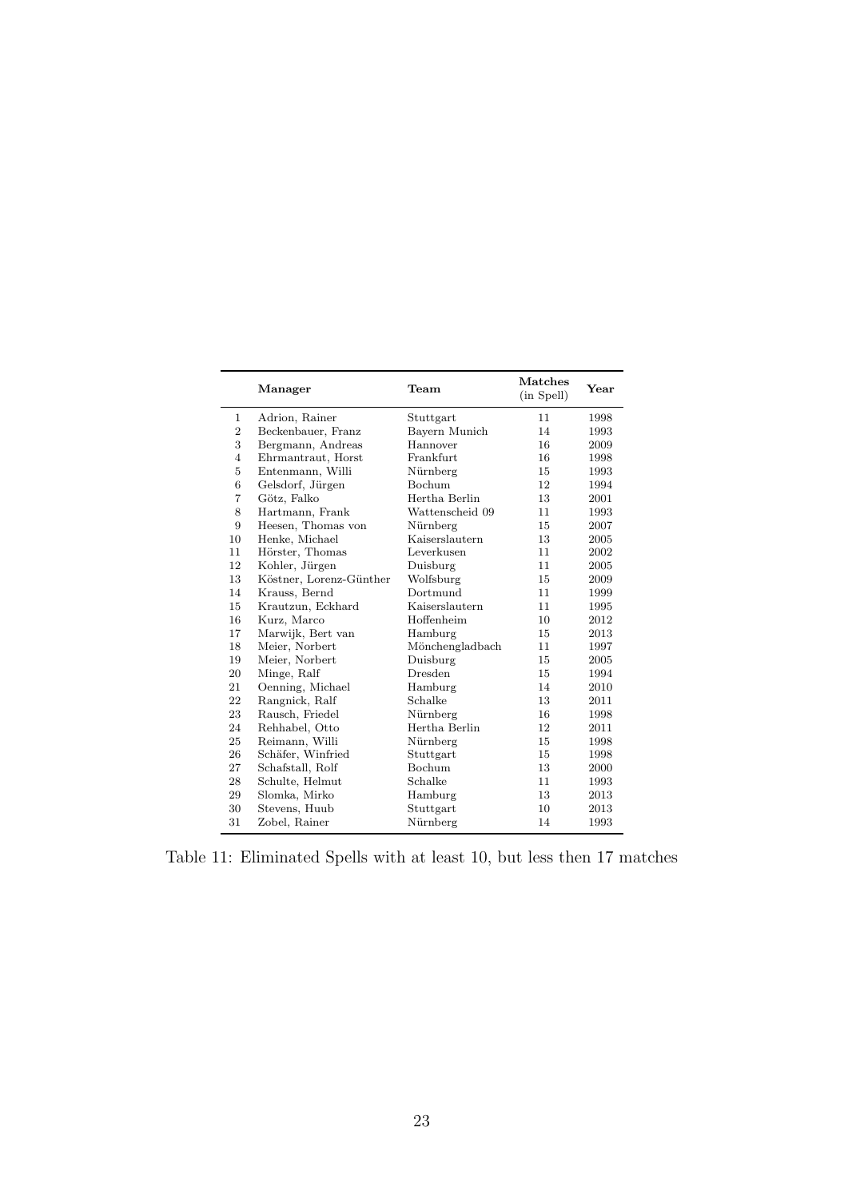| | **Manager** | **Team** | **Matches** (in Spell) | **Year** |
|---|---|---|---|---|
| 1 | Adrion, Rainer | Stuttgart | 11 | 1998 |
| 2 | Beckenbauer, Franz | Bayern Munich | 14 | 1993 |
| 3 | Bergmann, Andreas | Hannover | 16 | 2009 |
| 4 | Ehrmantraut, Horst | Frankfurt | 16 | 1998 |
| 5 | Entenmann, Willi | Nürnberg | 15 | 1993 |
| 6 | Gelsdorf, Jürgen | Bochum | 12 | 1994 |
| 7 | Götz, Falko | Hertha Berlin | 13 | 2001 |
| 8 | Hartmann, Frank | Wattenscheid 09 | 11 | 1993 |
| 9 | Heesen, Thomas von | Nürnberg | 15 | 2007 |
| 10 | Henke, Michael | Kaiserslautern | 13 | 2005 |
| 11 | Hörster, Thomas | Leverkusen | 11 | 2002 |
| 12 | Kohler, Jürgen | Duisburg | 11 | 2005 |
| 13 | Köstner, Lorenz-Günther | Wolfsburg | 15 | 2009 |
| 14 | Krauss, Bernd | Dortmund | 11 | 1999 |
| 15 | Krautzun, Eckhard | Kaiserslautern | 11 | 1995 |
| 16 | Kurz, Marco | Hoffenheim | 10 | 2012 |
| 17 | Marwijk, Bert van | Hamburg | 15 | 2013 |
| 18 | Meier, Norbert | Mönchengladbach | 11 | 1997 |
| 19 | Meier, Norbert | Duisburg | 15 | 2005 |
| 20 | Minge, Ralf | Dresden | 15 | 1994 |
| 21 | Oenning, Michael | Hamburg | 14 | 2010 |
| 22 | Rangnick, Ralf | Schalke | 13 | 2011 |
| 23 | Rausch, Friedel | Nürnberg | 16 | 1998 |
| 24 | Rehhabel, Otto | Hertha Berlin | 12 | 2011 |
| 25 | Reimann, Willi | Nürnberg | 15 | 1998 |
| 26 | Schäfer, Winfried | Stuttgart | 15 | 1998 |
| 27 | Schafstall, Rolf | Bochum | 13 | 2000 |
| 28 | Schulte, Helmut | Schalke | 11 | 1993 |
| 29 | Slomka, Mirko | Hamburg | 13 | 2013 |
| 30 | Stevens, Huub | Stuttgart | 10 | 2013 |
| 31 | Zobel, Rainer | Nürnberg | 14 | 1993 |

Table 11: Eliminated Spells with at least 10, but less then 17 matches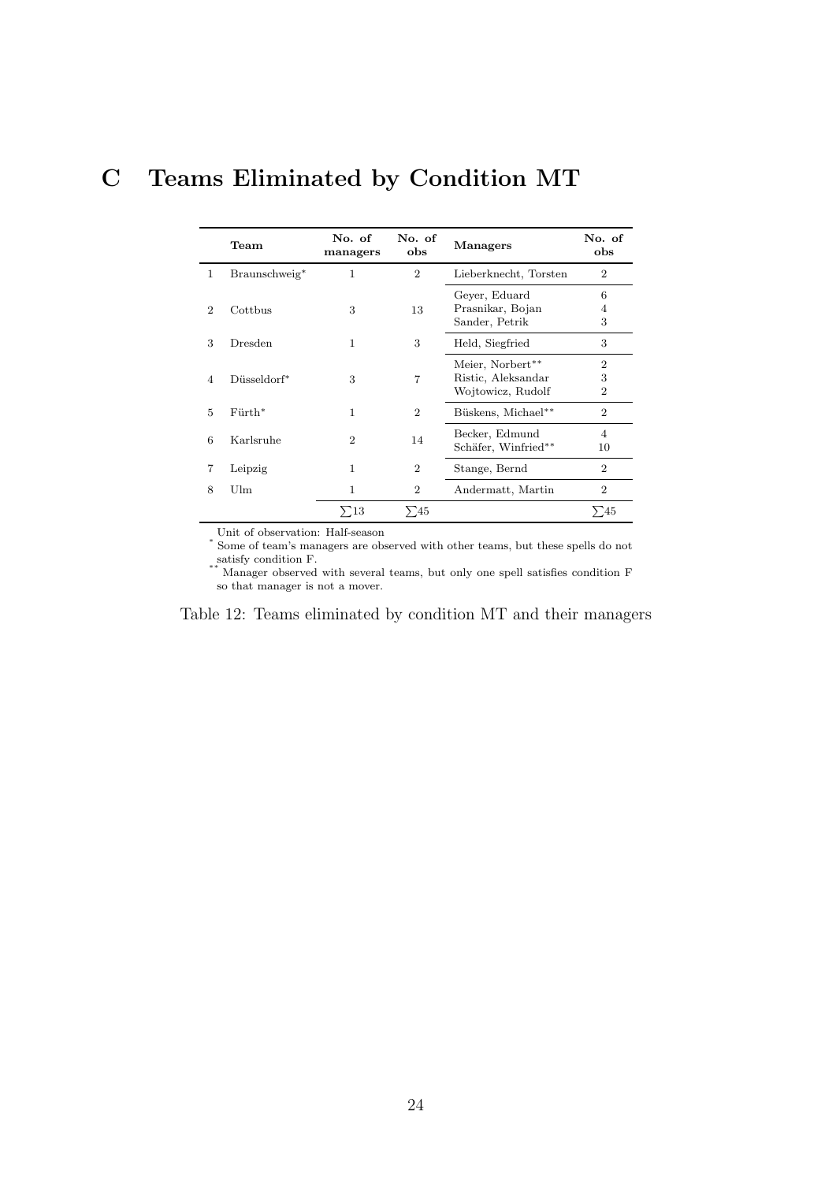# C Teams Eliminated by Condition MT

| | Team | No. of managers | No. of obs | Managers | No. of obs |
|---|---|---|---|---|---|
| 1 | Braunschweig* | 1 | 2 | Lieberknecht, Torsten | 2 |
| 2 | Cottbus | 3 | 13 | Geyer, Eduard | 6 |
| | | | | Prasnikar, Bojan | 4 |
| | | | | Sander, Petrik | 3 |
| 3 | Dresden | 1 | 3 | Held, Siegfried | 3 |
| 4 | Düsseldorf* | 3 | 7 | Meier, Norbert** | 2 |
| | | | | Ristic, Aleksandar | 3 |
| | | | | Wojtowicz, Rudolf | 2 |
| 5 | Fürth* | 1 | 2 | Büskens, Michael** | 2 |
| 6 | Karlsruhe | 2 | 14 | Becker, Edmund | 4 |
| | | | | Schäfer, Winfried** | 10 |
| 7 | Leipzig | 1 | 2 | Stange, Bernd | 2 |
| 8 | Ulm | 1 | 2 | Andermatt, Martin | 2 |
| | | $\sum 13$ | $\sum 45$ | | $\sum 45$ |

Unit of observation: Half-season

\* Some of team's managers are observed with other teams, but these spells do not satisfy condition F.

\*\* Manager observed with several teams, but only one spell satisfies condition F so that manager is not a mover.

Table 12: Teams eliminated by condition MT and their managers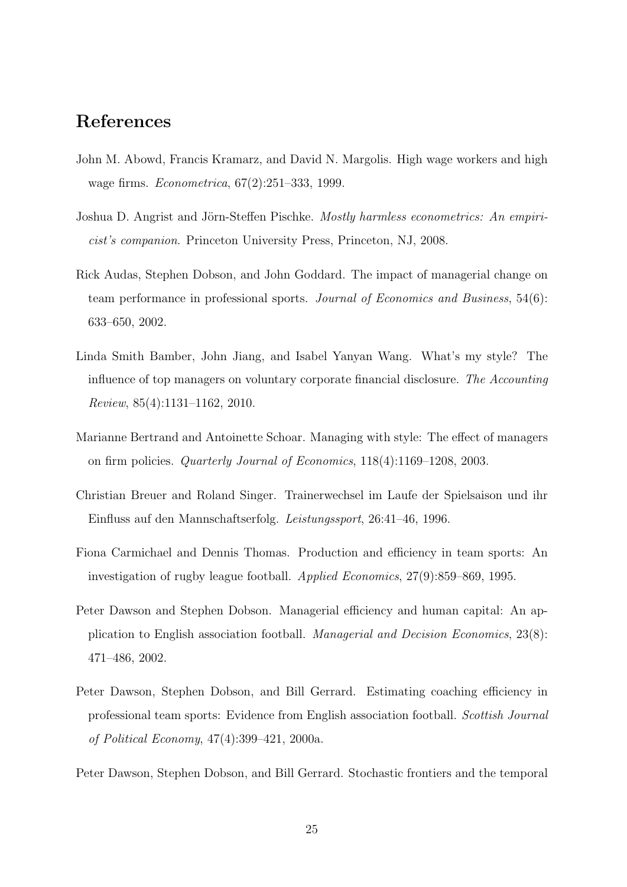## References

John M. Abowd, Francis Kramarz, and David N. Margolis. High wage workers and high wage firms. *Econometrica*, 67(2):251–333, 1999.

Joshua D. Angrist and Jörn-Steffen Pischke. *Mostly harmless econometrics: An empiricist's companion*. Princeton University Press, Princeton, NJ, 2008.

Rick Audas, Stephen Dobson, and John Goddard. The impact of managerial change on team performance in professional sports. *Journal of Economics and Business*, 54(6): 633–650, 2002.

Linda Smith Bamber, John Jiang, and Isabel Yanyan Wang. What's my style? The influence of top managers on voluntary corporate financial disclosure. *The Accounting Review*, 85(4):1131–1162, 2010.

Marianne Bertrand and Antoinette Schoar. Managing with style: The effect of managers on firm policies. *Quarterly Journal of Economics*, 118(4):1169–1208, 2003.

Christian Breuer and Roland Singer. Trainerwechsel im Laufe der Spielsaison und ihr Einfluss auf den Mannschaftserfolg. *Leistungssport*, 26:41–46, 1996.

Fiona Carmichael and Dennis Thomas. Production and efficiency in team sports: An investigation of rugby league football. *Applied Economics*, 27(9):859–869, 1995.

Peter Dawson and Stephen Dobson. Managerial efficiency and human capital: An application to English association football. *Managerial and Decision Economics*, 23(8): 471–486, 2002.

Peter Dawson, Stephen Dobson, and Bill Gerrard. Estimating coaching efficiency in professional team sports: Evidence from English association football. *Scottish Journal of Political Economy*, 47(4):399–421, 2000a.

Peter Dawson, Stephen Dobson, and Bill Gerrard. Stochastic frontiers and the temporal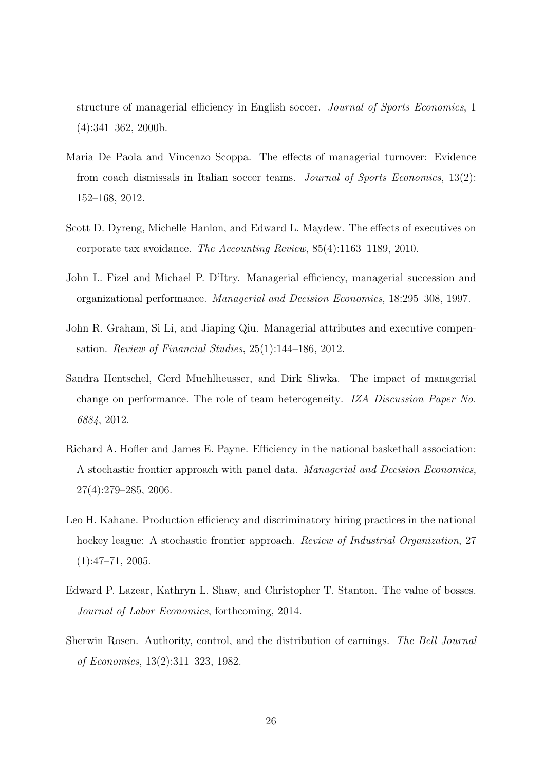structure of managerial efficiency in English soccer. *Journal of Sports Economics*, 1 (4):341–362, 2000b.

Maria De Paola and Vincenzo Scoppa. The effects of managerial turnover: Evidence from coach dismissals in Italian soccer teams. *Journal of Sports Economics*, 13(2): 152–168, 2012.

Scott D. Dyreng, Michelle Hanlon, and Edward L. Maydew. The effects of executives on corporate tax avoidance. *The Accounting Review*, 85(4):1163–1189, 2010.

John L. Fizel and Michael P. D'Itry. Managerial efficiency, managerial succession and organizational performance. *Managerial and Decision Economics*, 18:295–308, 1997.

John R. Graham, Si Li, and Jiaping Qiu. Managerial attributes and executive compensation. *Review of Financial Studies*, 25(1):144–186, 2012.

Sandra Hentschel, Gerd Muehlheusser, and Dirk Sliwka. The impact of managerial change on performance. The role of team heterogeneity. *IZA Discussion Paper No. 6884*, 2012.

Richard A. Hofler and James E. Payne. Efficiency in the national basketball association: A stochastic frontier approach with panel data. *Managerial and Decision Economics*, 27(4):279–285, 2006.

Leo H. Kahane. Production efficiency and discriminatory hiring practices in the national hockey league: A stochastic frontier approach. *Review of Industrial Organization*, 27 (1):47–71, 2005.

Edward P. Lazear, Kathryn L. Shaw, and Christopher T. Stanton. The value of bosses. *Journal of Labor Economics*, forthcoming, 2014.

Sherwin Rosen. Authority, control, and the distribution of earnings. *The Bell Journal of Economics*, 13(2):311–323, 1982.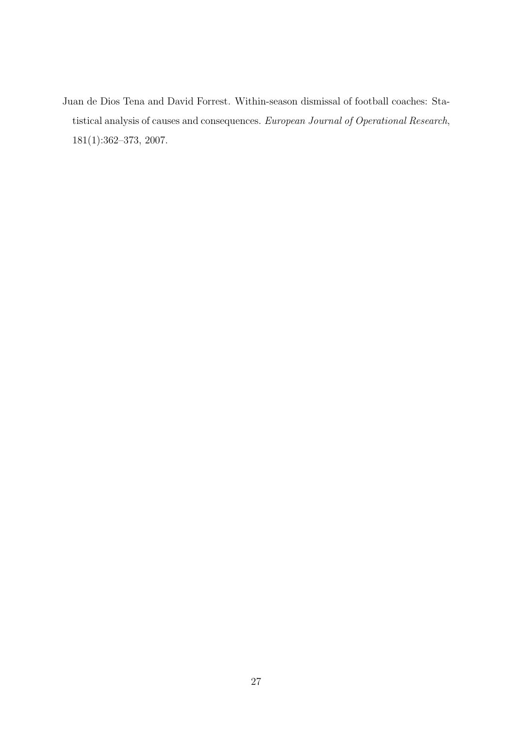Juan de Dios Tena and David Forrest. Within-season dismissal of football coaches: Statistical analysis of causes and consequences. *European Journal of Operational Research*, 181(1):362–373, 2007.